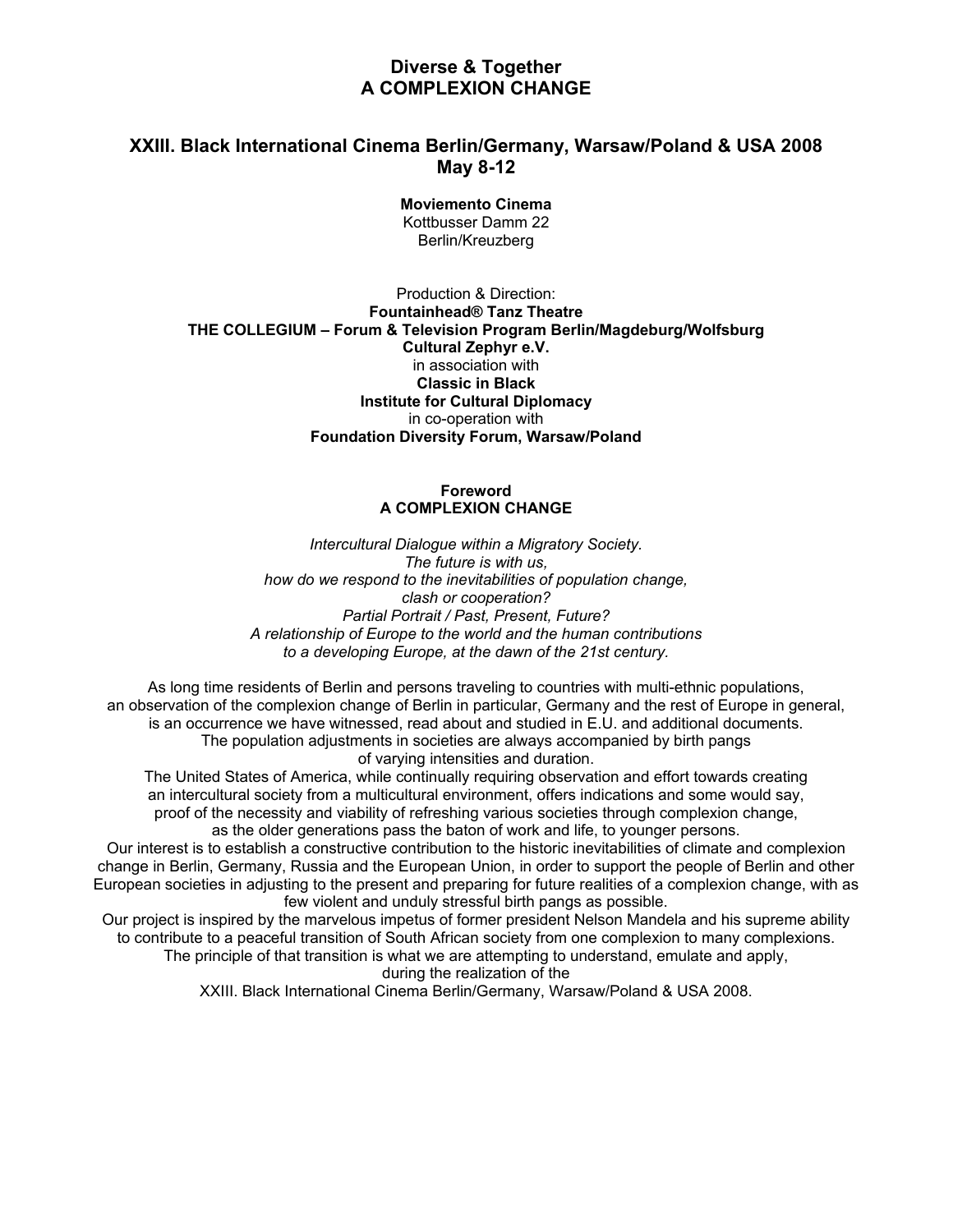# Diverse & Together
# A COMPLEXION CHANGE

## XXIII. Black International Cinema Berlin/Germany, Warsaw/Poland & USA 2008
## May 8-12

**Moviemento Cinema**
Kottbusser Damm 22
Berlin/Kreuzberg

Production & Direction:
**Fountainhead® Tanz Theatre**
**THE COLLEGIUM – Forum & Television Program Berlin/Magdeburg/Wolfsburg**
**Cultural Zephyr e.V.**
in association with
**Classic in Black**
**Institute for Cultural Diplomacy**
in co-operation with
**Foundation Diversity Forum, Warsaw/Poland**

### Foreword
### A COMPLEXION CHANGE

*Intercultural Dialogue within a Migratory Society.*
*The future is with us,*
*how do we respond to the inevitabilities of population change,*
*clash or cooperation?*
*Partial Portrait / Past, Present, Future?*
*A relationship of Europe to the world and the human contributions*
*to a developing Europe, at the dawn of the 21st century.*

As long time residents of Berlin and persons traveling to countries with multi-ethnic populations, an observation of the complexion change of Berlin in particular, Germany and the rest of Europe in general, is an occurrence we have witnessed, read about and studied in E.U. and additional documents. The population adjustments in societies are always accompanied by birth pangs of varying intensities and duration.

The United States of America, while continually requiring observation and effort towards creating an intercultural society from a multicultural environment, offers indications and some would say, proof of the necessity and viability of refreshing various societies through complexion change, as the older generations pass the baton of work and life, to younger persons.

Our interest is to establish a constructive contribution to the historic inevitabilities of climate and complexion change in Berlin, Germany, Russia and the European Union, in order to support the people of Berlin and other European societies in adjusting to the present and preparing for future realities of a complexion change, with as few violent and unduly stressful birth pangs as possible.

Our project is inspired by the marvelous impetus of former president Nelson Mandela and his supreme ability to contribute to a peaceful transition of South African society from one complexion to many complexions. The principle of that transition is what we are attempting to understand, emulate and apply, during the realization of the XXIII. Black International Cinema Berlin/Germany, Warsaw/Poland & USA 2008.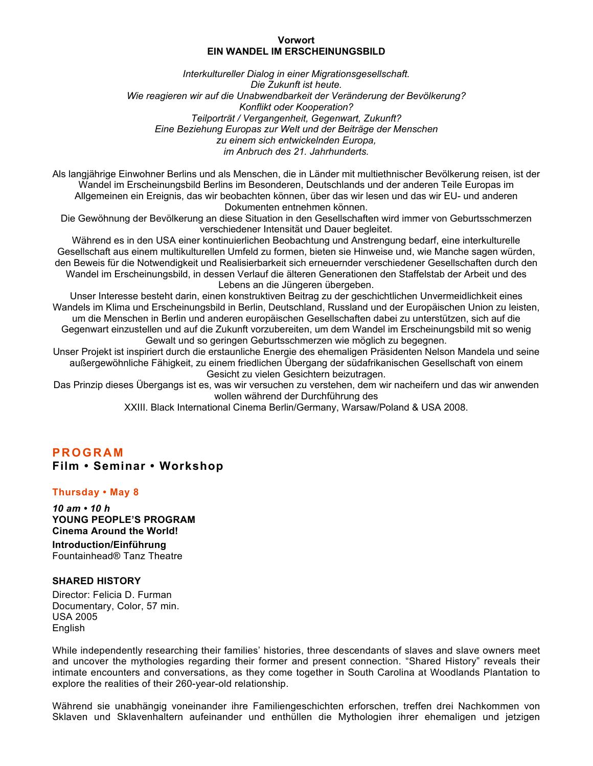**Vorwort**
**EIN WANDEL IM ERSCHEINUNGSBILD**

*Interkultureller Dialog in einer Migrationsgesellschaft.*
*Die Zukunft ist heute.*
*Wie reagieren wir auf die Unabwendbarkeit der Veränderung der Bevölkerung?*
*Konflikt oder Kooperation?*
*Teilporträt / Vergangenheit, Gegenwart, Zukunft?*
*Eine Beziehung Europas zur Welt und der Beiträge der Menschen*
*zu einem sich entwickelnden Europa,*
*im Anbruch des 21. Jahrhunderts.*

Als langjährige Einwohner Berlins und als Menschen, die in Länder mit multiethnischer Bevölkerung reisen, ist der Wandel im Erscheinungsbild Berlins im Besonderen, Deutschlands und der anderen Teile Europas im Allgemeinen ein Ereignis, das wir beobachten können, über das wir lesen und das wir EU- und anderen Dokumenten entnehmen können.
Die Gewöhnung der Bevölkerung an diese Situation in den Gesellschaften wird immer von Geburtsschmerzen verschiedener Intensität und Dauer begleitet.
Während es in den USA einer kontinuierlichen Beobachtung und Anstrengung bedarf, eine interkulturelle Gesellschaft aus einem multikulturellen Umfeld zu formen, bieten sie Hinweise und, wie Manche sagen würden, den Beweis für die Notwendigkeit und Realisierbarkeit sich erneuernder verschiedener Gesellschaften durch den Wandel im Erscheinungsbild, in dessen Verlauf die älteren Generationen den Staffelstab der Arbeit und des Lebens an die Jüngeren übergeben.
Unser Interesse besteht darin, einen konstruktiven Beitrag zu der geschichtlichen Unvermeidlichkeit eines Wandels im Klima und Erscheinungsbild in Berlin, Deutschland, Russland und der Europäischen Union zu leisten, um die Menschen in Berlin und anderen europäischen Gesellschaften dabei zu unterstützen, sich auf die Gegenwart einzustellen und auf die Zukunft vorzubereiten, um dem Wandel im Erscheinungsbild mit so wenig Gewalt und so geringen Geburtsschmerzen wie möglich zu begegnen.
Unser Projekt ist inspiriert durch die erstaunliche Energie des ehemaligen Präsidenten Nelson Mandela und seine außergewöhnliche Fähigkeit, zu einem friedlichen Übergang der südafrikanischen Gesellschaft von einem Gesicht zu vielen Gesichtern beizutragen.
Das Prinzip dieses Übergangs ist es, was wir versuchen zu verstehen, dem wir nacheifern und das wir anwenden wollen während der Durchführung des
XXIII. Black International Cinema Berlin/Germany, Warsaw/Poland & USA 2008.

## PROGRAM
### Film • Seminar • Workshop

**Thursday • May 8**

***10 am • 10 h***
**YOUNG PEOPLE'S PROGRAM**
**Cinema Around the World!**

**Introduction/Einführung**
Fountainhead® Tanz Theatre

**SHARED HISTORY**
Director: Felicia D. Furman
Documentary, Color, 57 min.
USA 2005
English

While independently researching their families' histories, three descendants of slaves and slave owners meet and uncover the mythologies regarding their former and present connection. "Shared History" reveals their intimate encounters and conversations, as they come together in South Carolina at Woodlands Plantation to explore the realities of their 260-year-old relationship.

Während sie unabhängig voneinander ihre Familiengeschichten erforschen, treffen drei Nachkommen von Sklaven und Sklavenhaltern aufeinander und enthüllen die Mythologien ihrer ehemaligen und jetzigen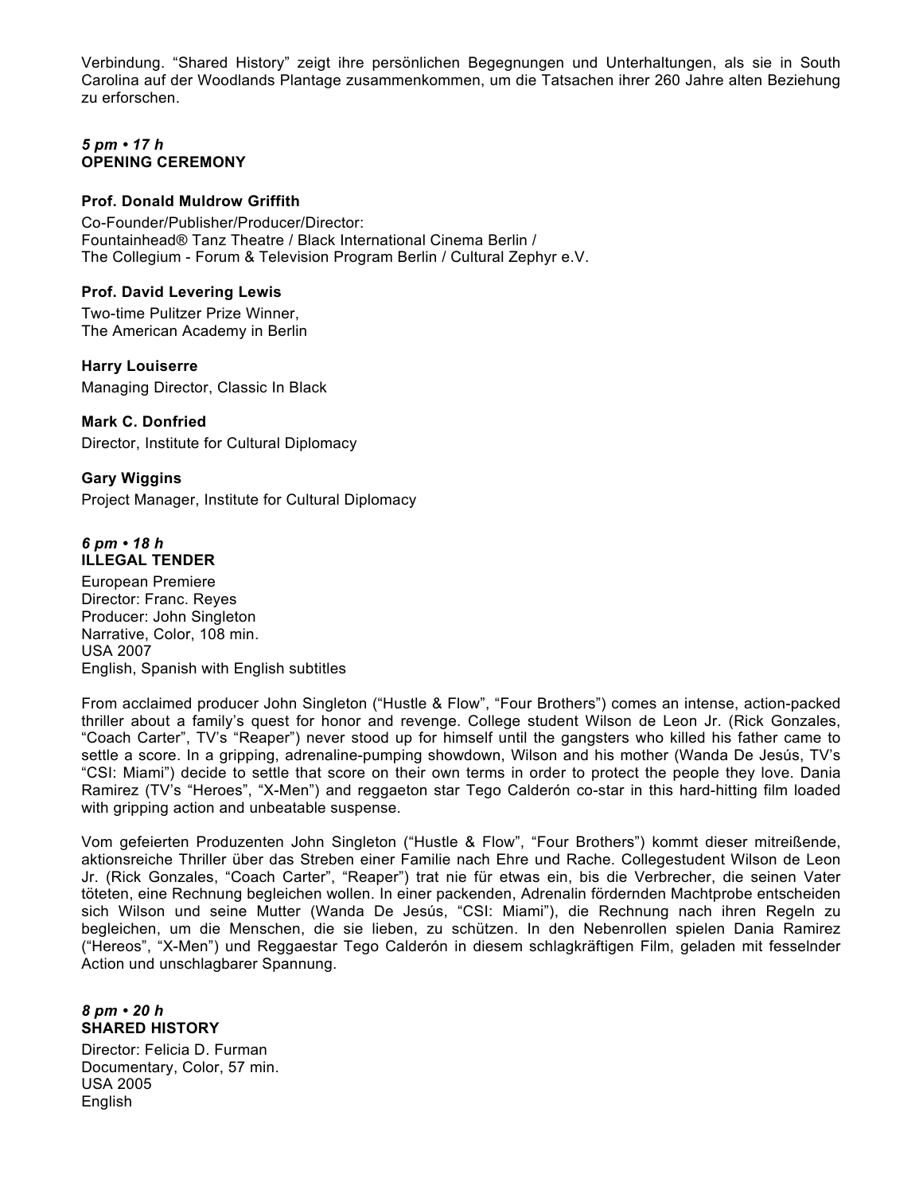Verbindung. “Shared History” zeigt ihre persönlichen Begegnungen und Unterhaltungen, als sie in South Carolina auf der Woodlands Plantage zusammenkommen, um die Tatsachen ihrer 260 Jahre alten Beziehung zu erforschen.

***5 pm • 17 h***
**OPENING CEREMONY**

**Prof. Donald Muldrow Griffith**
Co-Founder/Publisher/Producer/Director:
Fountainhead® Tanz Theatre / Black International Cinema Berlin /
The Collegium - Forum & Television Program Berlin / Cultural Zephyr e.V.

**Prof. David Levering Lewis**
Two-time Pulitzer Prize Winner,
The American Academy in Berlin

**Harry Louiserre**
Managing Director, Classic In Black

**Mark C. Donfried**
Director, Institute for Cultural Diplomacy

**Gary Wiggins**
Project Manager, Institute for Cultural Diplomacy

***6 pm • 18 h***
**ILLEGAL TENDER**
European Premiere
Director: Franc. Reyes
Producer: John Singleton
Narrative, Color, 108 min.
USA 2007
English, Spanish with English subtitles

From acclaimed producer John Singleton (“Hustle & Flow”, “Four Brothers”) comes an intense, action-packed thriller about a family’s quest for honor and revenge. College student Wilson de Leon Jr. (Rick Gonzales, “Coach Carter”, TV’s “Reaper”) never stood up for himself until the gangsters who killed his father came to settle a score. In a gripping, adrenaline-pumping showdown, Wilson and his mother (Wanda De Jesús, TV’s “CSI: Miami”) decide to settle that score on their own terms in order to protect the people they love. Dania Ramirez (TV’s “Heroes”, “X-Men”) and reggaeton star Tego Calderón co-star in this hard-hitting film loaded with gripping action and unbeatable suspense.

Vom gefeierten Produzenten John Singleton (“Hustle & Flow”, “Four Brothers”) kommt dieser mitreißende, aktionsreiche Thriller über das Streben einer Familie nach Ehre und Rache. Collegestudent Wilson de Leon Jr. (Rick Gonzales, “Coach Carter”, “Reaper”) trat nie für etwas ein, bis die Verbrecher, die seinen Vater töteten, eine Rechnung begleichen wollen. In einer packenden, Adrenalin fördernden Machtprobe entscheiden sich Wilson und seine Mutter (Wanda De Jesús, “CSI: Miami”), die Rechnung nach ihren Regeln zu begleichen, um die Menschen, die sie lieben, zu schützen. In den Nebenrollen spielen Dania Ramirez (“Hereos”, “X-Men”) und Reggaestar Tego Calderón in diesem schlagkräftigen Film, geladen mit fesselnder Action und unschlagbarer Spannung.

***8 pm • 20 h***
**SHARED HISTORY**
Director: Felicia D. Furman
Documentary, Color, 57 min.
USA 2005
English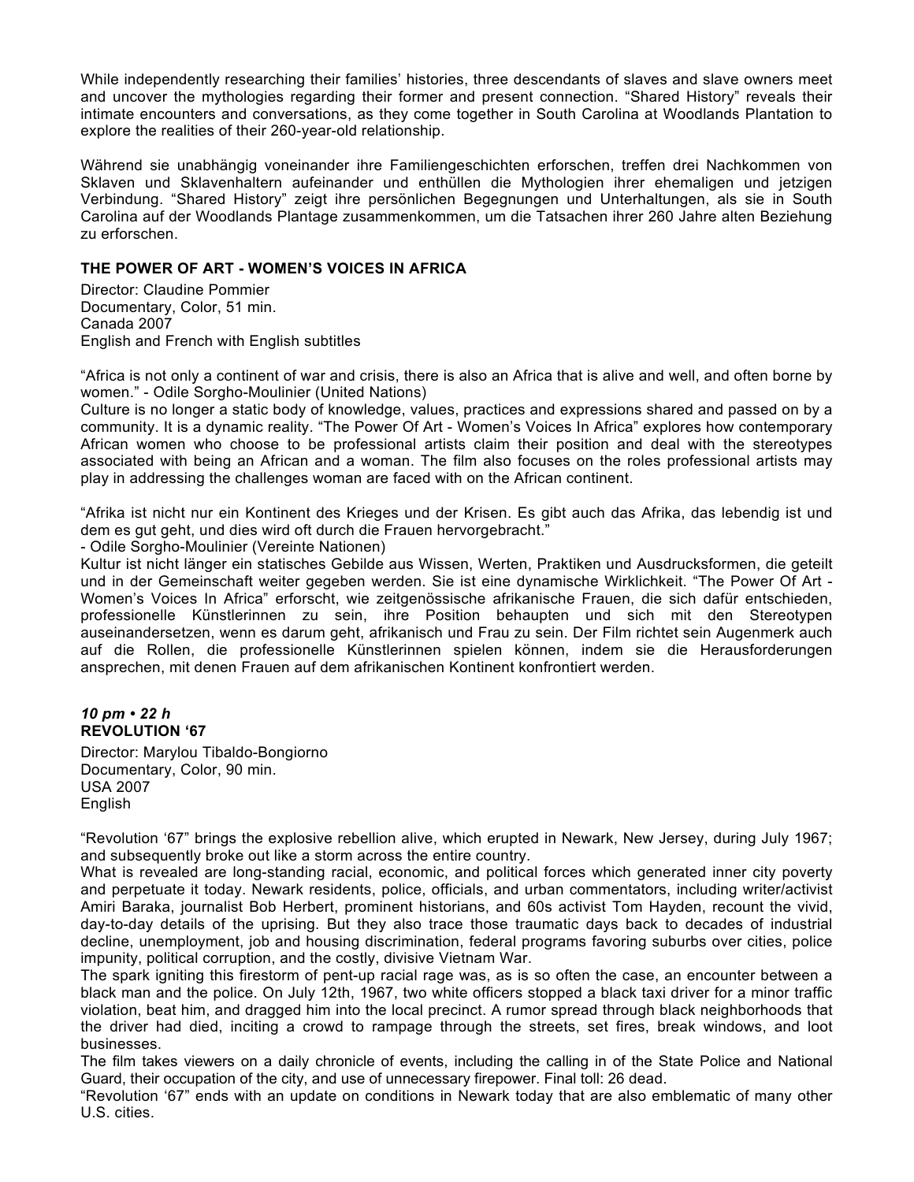While independently researching their families' histories, three descendants of slaves and slave owners meet and uncover the mythologies regarding their former and present connection. "Shared History" reveals their intimate encounters and conversations, as they come together in South Carolina at Woodlands Plantation to explore the realities of their 260-year-old relationship.

Während sie unabhängig voneinander ihre Familiengeschichten erforschen, treffen drei Nachkommen von Sklaven und Sklavenhaltern aufeinander und enthüllen die Mythologien ihrer ehemaligen und jetzigen Verbindung. "Shared History" zeigt ihre persönlichen Begegnungen und Unterhaltungen, als sie in South Carolina auf der Woodlands Plantage zusammenkommen, um die Tatsachen ihrer 260 Jahre alten Beziehung zu erforschen.

**THE POWER OF ART - WOMEN'S VOICES IN AFRICA**

Director: Claudine Pommier
Documentary, Color, 51 min.
Canada 2007
English and French with English subtitles

"Africa is not only a continent of war and crisis, there is also an Africa that is alive and well, and often borne by women." - Odile Sorgho-Moulinier (United Nations)
Culture is no longer a static body of knowledge, values, practices and expressions shared and passed on by a community. It is a dynamic reality. "The Power Of Art - Women's Voices In Africa" explores how contemporary African women who choose to be professional artists claim their position and deal with the stereotypes associated with being an African and a woman. The film also focuses on the roles professional artists may play in addressing the challenges woman are faced with on the African continent.

"Afrika ist nicht nur ein Kontinent des Krieges und der Krisen. Es gibt auch das Afrika, das lebendig ist und dem es gut geht, und dies wird oft durch die Frauen hervorgebracht."
- Odile Sorgho-Moulinier (Vereinte Nationen)
Kultur ist nicht länger ein statisches Gebilde aus Wissen, Werten, Praktiken und Ausdrucksformen, die geteilt und in der Gemeinschaft weiter gegeben werden. Sie ist eine dynamische Wirklichkeit. "The Power Of Art - Women's Voices In Africa" erforscht, wie zeitgenössische afrikanische Frauen, die sich dafür entschieden, professionelle Künstlerinnen zu sein, ihre Position behaupten und sich mit den Stereotypen auseinandersetzen, wenn es darum geht, afrikanisch und Frau zu sein. Der Film richtet sein Augenmerk auch auf die Rollen, die professionelle Künstlerinnen spielen können, indem sie die Herausforderungen ansprechen, mit denen Frauen auf dem afrikanischen Kontinent konfrontiert werden.

***10 pm • 22 h***
**REVOLUTION '67**

Director: Marylou Tibaldo-Bongiorno
Documentary, Color, 90 min.
USA 2007
English

"Revolution '67" brings the explosive rebellion alive, which erupted in Newark, New Jersey, during July 1967; and subsequently broke out like a storm across the entire country.
What is revealed are long-standing racial, economic, and political forces which generated inner city poverty and perpetuate it today. Newark residents, police, officials, and urban commentators, including writer/activist Amiri Baraka, journalist Bob Herbert, prominent historians, and 60s activist Tom Hayden, recount the vivid, day-to-day details of the uprising. But they also trace those traumatic days back to decades of industrial decline, unemployment, job and housing discrimination, federal programs favoring suburbs over cities, police impunity, political corruption, and the costly, divisive Vietnam War.
The spark igniting this firestorm of pent-up racial rage was, as is so often the case, an encounter between a black man and the police. On July 12th, 1967, two white officers stopped a black taxi driver for a minor traffic violation, beat him, and dragged him into the local precinct. A rumor spread through black neighborhoods that the driver had died, inciting a crowd to rampage through the streets, set fires, break windows, and loot businesses.
The film takes viewers on a daily chronicle of events, including the calling in of the State Police and National Guard, their occupation of the city, and use of unnecessary firepower. Final toll: 26 dead.
"Revolution '67" ends with an update on conditions in Newark today that are also emblematic of many other U.S. cities.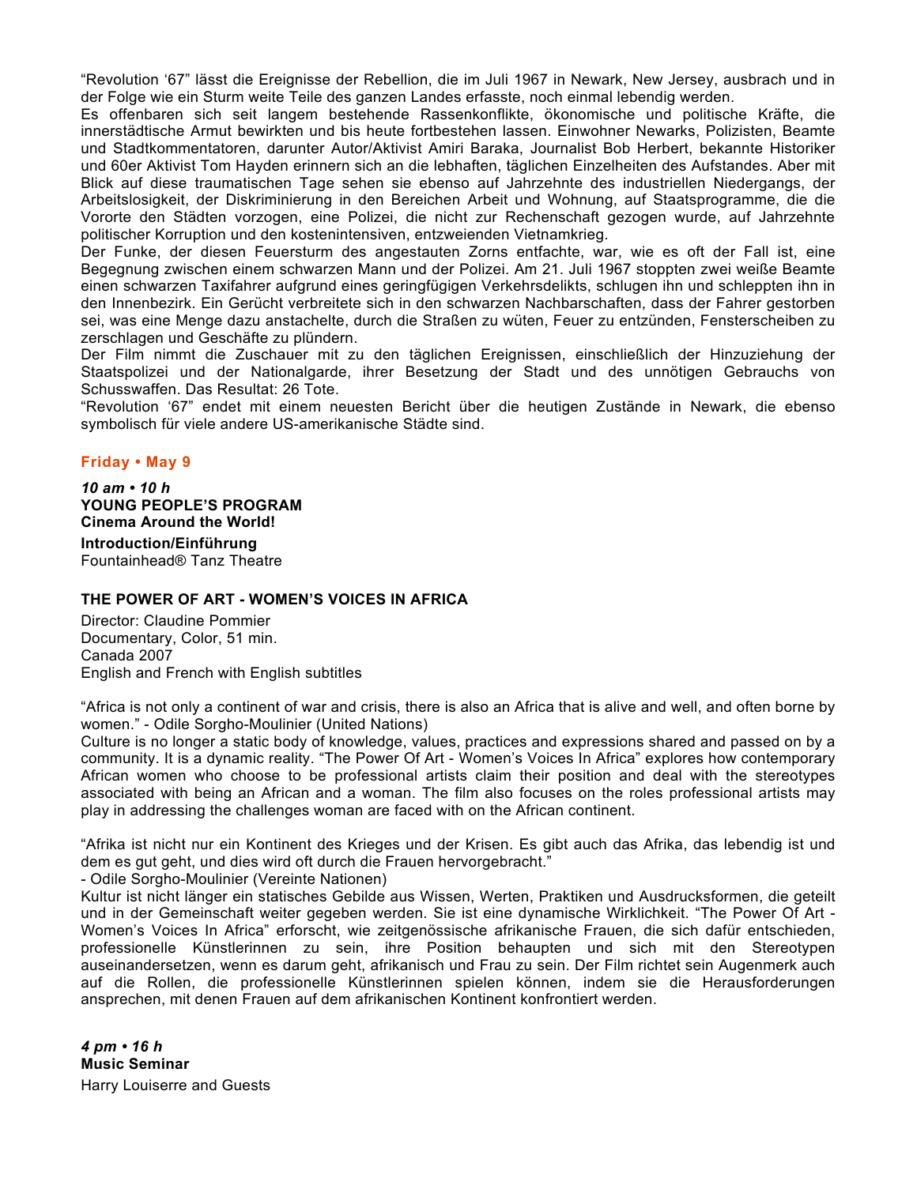“Revolution ‘67” lässt die Ereignisse der Rebellion, die im Juli 1967 in Newark, New Jersey, ausbrach und in der Folge wie ein Sturm weite Teile des ganzen Landes erfasste, noch einmal lebendig werden.
Es offenbaren sich seit langem bestehende Rassenkonflikte, ökonomische und politische Kräfte, die innerstädtische Armut bewirkten und bis heute fortbestehen lassen. Einwohner Newarks, Polizisten, Beamte und Stadtkommentatoren, darunter Autor/Aktivist Amiri Baraka, Journalist Bob Herbert, bekannte Historiker und 60er Aktivist Tom Hayden erinnern sich an die lebhaften, täglichen Einzelheiten des Aufstandes. Aber mit Blick auf diese traumatischen Tage sehen sie ebenso auf Jahrzehnte des industriellen Niedergangs, der Arbeitslosigkeit, der Diskriminierung in den Bereichen Arbeit und Wohnung, auf Staatsprogramme, die die Vororte den Städten vorzogen, eine Polizei, die nicht zur Rechenschaft gezogen wurde, auf Jahrzehnte politischer Korruption und den kostenintensiven, entzweienden Vietnamkrieg.
Der Funke, der diesen Feuersturm des angestauten Zorns entfachte, war, wie es oft der Fall ist, eine Begegnung zwischen einem schwarzen Mann und der Polizei. Am 21. Juli 1967 stoppten zwei weiße Beamte einen schwarzen Taxifahrer aufgrund eines geringfügigen Verkehrsdelikts, schlugen ihn und schleppten ihn in den Innenbezirk. Ein Gerücht verbreitete sich in den schwarzen Nachbarschaften, dass der Fahrer gestorben sei, was eine Menge dazu anstachelte, durch die Straßen zu wüten, Feuer zu entzünden, Fensterscheiben zu zerschlagen und Geschäfte zu plündern.
Der Film nimmt die Zuschauer mit zu den täglichen Ereignissen, einschließlich der Hinzuziehung der Staatspolizei und der Nationalgarde, ihrer Besetzung der Stadt und des unnötigen Gebrauchs von Schusswaffen. Das Resultat: 26 Tote.
“Revolution ‘67” endet mit einem neuesten Bericht über die heutigen Zustände in Newark, die ebenso symbolisch für viele andere US-amerikanische Städte sind.

## Friday • May 9

***10 am • 10 h***
**YOUNG PEOPLE’S PROGRAM**
**Cinema Around the World!**

**Introduction/Einführung**
Fountainhead® Tanz Theatre

### THE POWER OF ART - WOMEN’S VOICES IN AFRICA

Director: Claudine Pommier
Documentary, Color, 51 min.
Canada 2007
English and French with English subtitles

“Africa is not only a continent of war and crisis, there is also an Africa that is alive and well, and often borne by women.” - Odile Sorgho-Moulinier (United Nations)
Culture is no longer a static body of knowledge, values, practices and expressions shared and passed on by a community. It is a dynamic reality. “The Power Of Art - Women’s Voices In Africa” explores how contemporary African women who choose to be professional artists claim their position and deal with the stereotypes associated with being an African and a woman. The film also focuses on the roles professional artists may play in addressing the challenges woman are faced with on the African continent.

“Afrika ist nicht nur ein Kontinent des Krieges und der Krisen. Es gibt auch das Afrika, das lebendig ist und dem es gut geht, und dies wird oft durch die Frauen hervorgebracht.”
- Odile Sorgho-Moulinier (Vereinte Nationen)
Kultur ist nicht länger ein statisches Gebilde aus Wissen, Werten, Praktiken und Ausdrucksformen, die geteilt und in der Gemeinschaft weiter gegeben werden. Sie ist eine dynamische Wirklichkeit. “The Power Of Art - Women’s Voices In Africa” erforscht, wie zeitgenössische afrikanische Frauen, die sich dafür entschieden, professionelle Künstlerinnen zu sein, ihre Position behaupten und sich mit den Stereotypen auseinandersetzen, wenn es darum geht, afrikanisch und Frau zu sein. Der Film richtet sein Augenmerk auch auf die Rollen, die professionelle Künstlerinnen spielen können, indem sie die Herausforderungen ansprechen, mit denen Frauen auf dem afrikanischen Kontinent konfrontiert werden.

***4 pm • 16 h***
**Music Seminar**
Harry Louiserre and Guests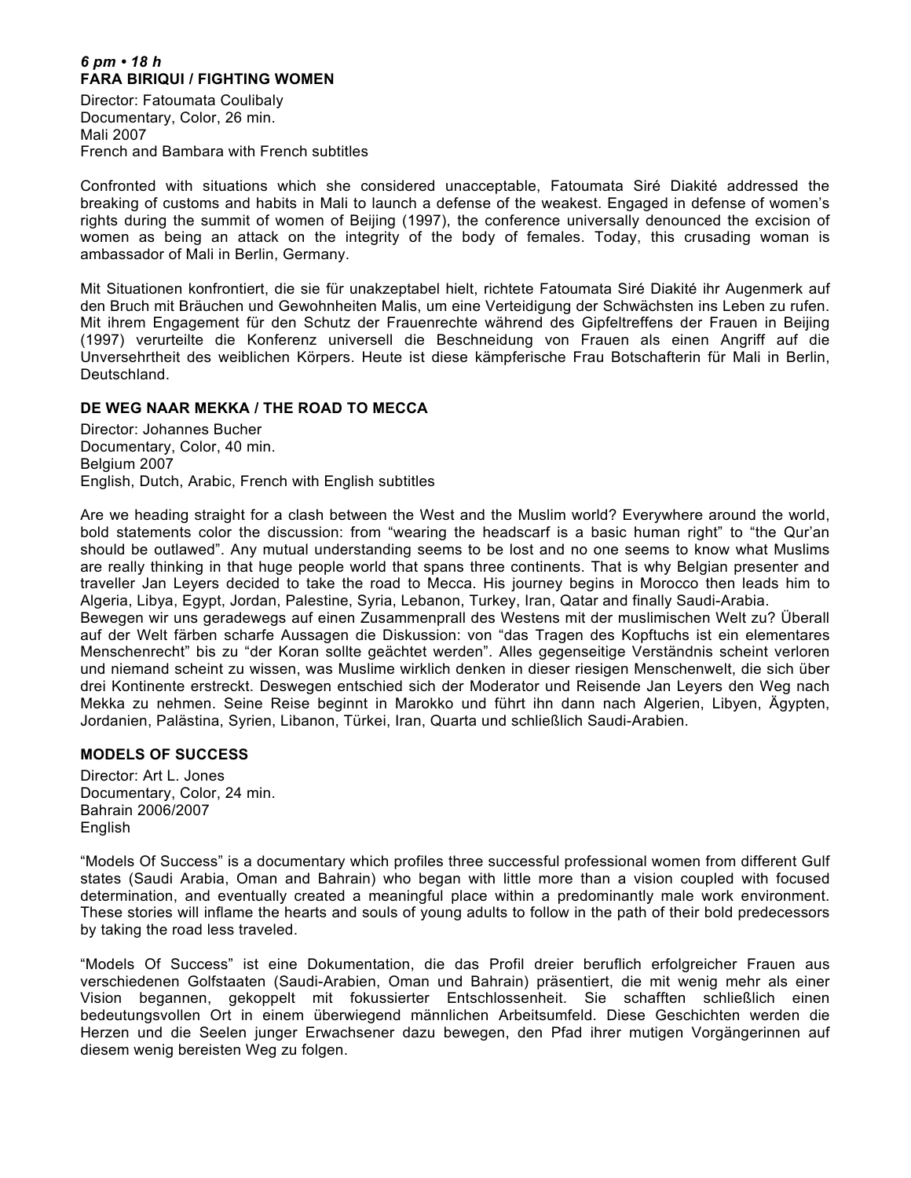***6 pm • 18 h***
**FARA BIRIQUI / FIGHTING WOMEN**

Director: Fatoumata Coulibaly
Documentary, Color, 26 min.
Mali 2007
French and Bambara with French subtitles

Confronted with situations which she considered unacceptable, Fatoumata Siré Diakité addressed the breaking of customs and habits in Mali to launch a defense of the weakest. Engaged in defense of women's rights during the summit of women of Beijing (1997), the conference universally denounced the excision of women as being an attack on the integrity of the body of females. Today, this crusading woman is ambassador of Mali in Berlin, Germany.

Mit Situationen konfrontiert, die sie für unakzeptabel hielt, richtete Fatoumata Siré Diakité ihr Augenmerk auf den Bruch mit Bräuchen und Gewohnheiten Malis, um eine Verteidigung der Schwächsten ins Leben zu rufen. Mit ihrem Engagement für den Schutz der Frauenrechte während des Gipfeltreffens der Frauen in Beijing (1997) verurteilte die Konferenz universell die Beschneidung von Frauen als einen Angriff auf die Unversehrtheit des weiblichen Körpers. Heute ist diese kämpferische Frau Botschafterin für Mali in Berlin, Deutschland.

**DE WEG NAAR MEKKA / THE ROAD TO MECCA**

Director: Johannes Bucher
Documentary, Color, 40 min.
Belgium 2007
English, Dutch, Arabic, French with English subtitles

Are we heading straight for a clash between the West and the Muslim world? Everywhere around the world, bold statements color the discussion: from "wearing the headscarf is a basic human right" to "the Qur'an should be outlawed". Any mutual understanding seems to be lost and no one seems to know what Muslims are really thinking in that huge people world that spans three continents. That is why Belgian presenter and traveller Jan Leyers decided to take the road to Mecca. His journey begins in Morocco then leads him to Algeria, Libya, Egypt, Jordan, Palestine, Syria, Lebanon, Turkey, Iran, Qatar and finally Saudi-Arabia.
Bewegen wir uns geradewegs auf einen Zusammenprall des Westens mit der muslimischen Welt zu? Überall auf der Welt färben scharfe Aussagen die Diskussion: von "das Tragen des Kopftuchs ist ein elementares Menschenrecht" bis zu "der Koran sollte geächtet werden". Alles gegenseitige Verständnis scheint verloren und niemand scheint zu wissen, was Muslime wirklich denken in dieser riesigen Menschenwelt, die sich über drei Kontinente erstreckt. Deswegen entschied sich der Moderator und Reisende Jan Leyers den Weg nach Mekka zu nehmen. Seine Reise beginnt in Marokko und führt ihn dann nach Algerien, Libyen, Ägypten, Jordanien, Palästina, Syrien, Libanon, Türkei, Iran, Quarta und schließlich Saudi-Arabien.

**MODELS OF SUCCESS**

Director: Art L. Jones
Documentary, Color, 24 min.
Bahrain 2006/2007
English

"Models Of Success" is a documentary which profiles three successful professional women from different Gulf states (Saudi Arabia, Oman and Bahrain) who began with little more than a vision coupled with focused determination, and eventually created a meaningful place within a predominantly male work environment. These stories will inflame the hearts and souls of young adults to follow in the path of their bold predecessors by taking the road less traveled.

"Models Of Success" ist eine Dokumentation, die das Profil dreier beruflich erfolgreicher Frauen aus verschiedenen Golfstaaten (Saudi-Arabien, Oman und Bahrain) präsentiert, die mit wenig mehr als einer Vision begannen, gekoppelt mit fokussierter Entschlossenheit. Sie schafften schließlich einen bedeutungsvollen Ort in einem überwiegend männlichen Arbeitsumfeld. Diese Geschichten werden die Herzen und die Seelen junger Erwachsener dazu bewegen, den Pfad ihrer mutigen Vorgängerinnen auf diesem wenig bereisten Weg zu folgen.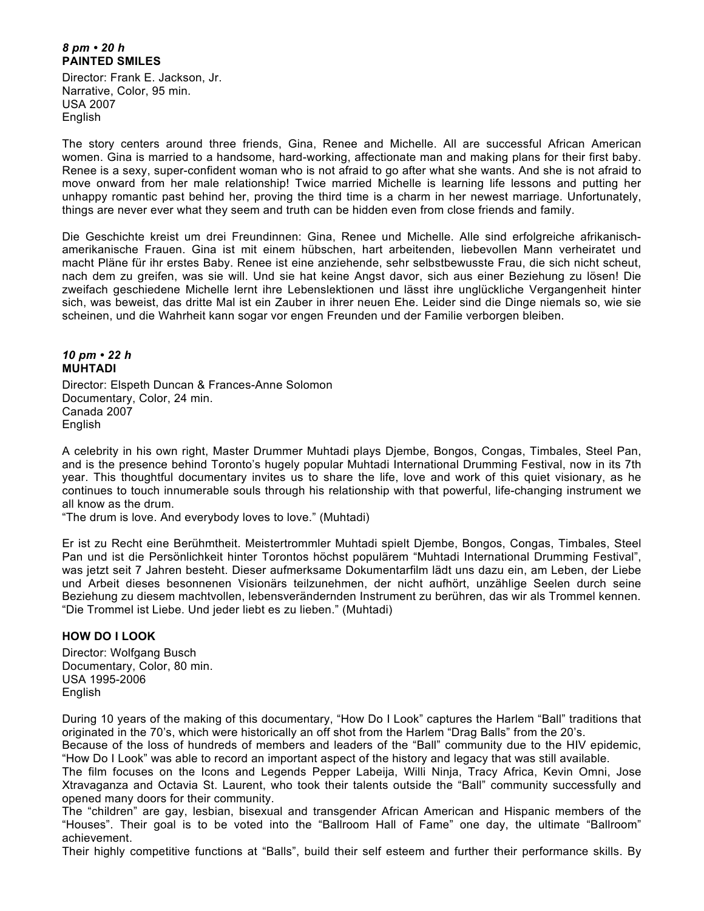***8 pm • 20 h***
**PAINTED SMILES**

Director: Frank E. Jackson, Jr.
Narrative, Color, 95 min.
USA 2007
English

The story centers around three friends, Gina, Renee and Michelle. All are successful African American women. Gina is married to a handsome, hard-working, affectionate man and making plans for their first baby. Renee is a sexy, super-confident woman who is not afraid to go after what she wants. And she is not afraid to move onward from her male relationship! Twice married Michelle is learning life lessons and putting her unhappy romantic past behind her, proving the third time is a charm in her newest marriage. Unfortunately, things are never ever what they seem and truth can be hidden even from close friends and family.

Die Geschichte kreist um drei Freundinnen: Gina, Renee und Michelle. Alle sind erfolgreiche afrikanisch-amerikanische Frauen. Gina ist mit einem hübschen, hart arbeitenden, liebevollen Mann verheiratet und macht Pläne für ihr erstes Baby. Renee ist eine anziehende, sehr selbstbewusste Frau, die sich nicht scheut, nach dem zu greifen, was sie will. Und sie hat keine Angst davor, sich aus einer Beziehung zu lösen! Die zweifach geschiedene Michelle lernt ihre Lebenslektionen und lässt ihre unglückliche Vergangenheit hinter sich, was beweist, das dritte Mal ist ein Zauber in ihrer neuen Ehe. Leider sind die Dinge niemals so, wie sie scheinen, und die Wahrheit kann sogar vor engen Freunden und der Familie verborgen bleiben.

***10 pm • 22 h***
**MUHTADI**

Director: Elspeth Duncan & Frances-Anne Solomon
Documentary, Color, 24 min.
Canada 2007
English

A celebrity in his own right, Master Drummer Muhtadi plays Djembe, Bongos, Congas, Timbales, Steel Pan, and is the presence behind Toronto's hugely popular Muhtadi International Drumming Festival, now in its 7th year. This thoughtful documentary invites us to share the life, love and work of this quiet visionary, as he continues to touch innumerable souls through his relationship with that powerful, life-changing instrument we all know as the drum.
"The drum is love. And everybody loves to love." (Muhtadi)

Er ist zu Recht eine Berühmtheit. Meistertrommler Muhtadi spielt Djembe, Bongos, Congas, Timbales, Steel Pan und ist die Persönlichkeit hinter Torontos höchst populärem "Muhtadi International Drumming Festival", was jetzt seit 7 Jahren besteht. Dieser aufmerksame Dokumentarfilm lädt uns dazu ein, am Leben, der Liebe und Arbeit dieses besonnenen Visionärs teilzunehmen, der nicht aufhört, unzählige Seelen durch seine Beziehung zu diesem machtvollen, lebensverändernden Instrument zu berühren, das wir als Trommel kennen.
"Die Trommel ist Liebe. Und jeder liebt es zu lieben." (Muhtadi)

**HOW DO I LOOK**

Director: Wolfgang Busch
Documentary, Color, 80 min.
USA 1995-2006
English

During 10 years of the making of this documentary, "How Do I Look" captures the Harlem "Ball" traditions that originated in the 70's, which were historically an off shot from the Harlem "Drag Balls" from the 20's.
Because of the loss of hundreds of members and leaders of the "Ball" community due to the HIV epidemic, "How Do I Look" was able to record an important aspect of the history and legacy that was still available.
The film focuses on the Icons and Legends Pepper Labeija, Willi Ninja, Tracy Africa, Kevin Omni, Jose Xtravaganza and Octavia St. Laurent, who took their talents outside the "Ball" community successfully and opened many doors for their community.
The "children" are gay, lesbian, bisexual and transgender African American and Hispanic members of the "Houses". Their goal is to be voted into the "Ballroom Hall of Fame" one day, the ultimate "Ballroom" achievement.
Their highly competitive functions at "Balls", build their self esteem and further their performance skills. By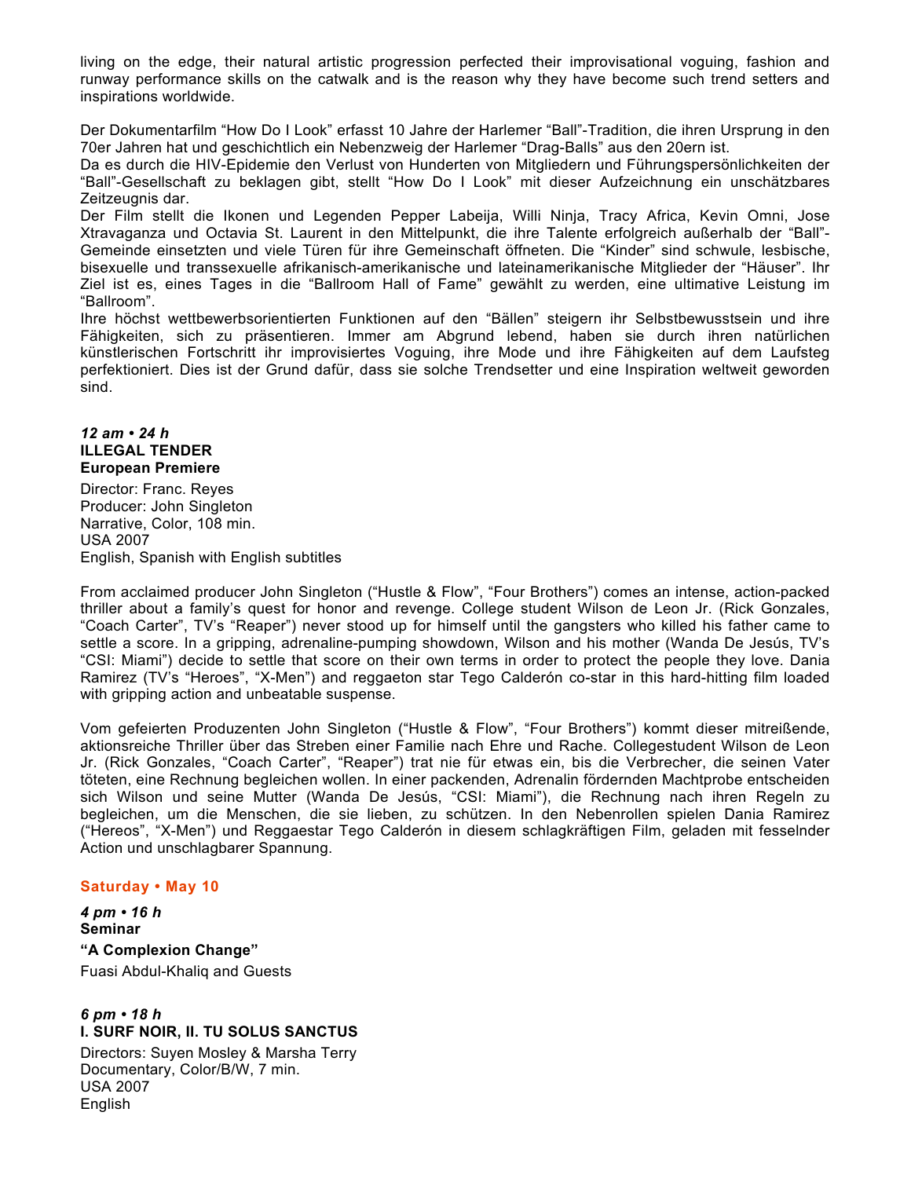living on the edge, their natural artistic progression perfected their improvisational voguing, fashion and runway performance skills on the catwalk and is the reason why they have become such trend setters and inspirations worldwide.

Der Dokumentarfilm “How Do I Look” erfasst 10 Jahre der Harlemer “Ball”-Tradition, die ihren Ursprung in den 70er Jahren hat und geschichtlich ein Nebenzweig der Harlemer “Drag-Balls” aus den 20ern ist.
Da es durch die HIV-Epidemie den Verlust von Hunderten von Mitgliedern und Führungspersönlichkeiten der “Ball”-Gesellschaft zu beklagen gibt, stellt “How Do I Look” mit dieser Aufzeichnung ein unschätzbares Zeitzeugnis dar.
Der Film stellt die Ikonen und Legenden Pepper Labeija, Willi Ninja, Tracy Africa, Kevin Omni, Jose Xtravaganza und Octavia St. Laurent in den Mittelpunkt, die ihre Talente erfolgreich außerhalb der “Ball”-Gemeinde einsetzten und viele Türen für ihre Gemeinschaft öffneten. Die “Kinder” sind schwule, lesbische, bisexuelle und transsexuelle afrikanisch-amerikanische und lateinamerikanische Mitglieder der “Häuser”. Ihr Ziel ist es, eines Tages in die “Ballroom Hall of Fame” gewählt zu werden, eine ultimative Leistung im “Ballroom”.
Ihre höchst wettbewerbsorientierten Funktionen auf den “Bällen” steigern ihr Selbstbewusstsein und ihre Fähigkeiten, sich zu präsentieren. Immer am Abgrund lebend, haben sie durch ihren natürlichen künstlerischen Fortschritt ihr improvisiertes Voguing, ihre Mode und ihre Fähigkeiten auf dem Laufsteg perfektioniert. Dies ist der Grund dafür, dass sie solche Trendsetter und eine Inspiration weltweit geworden sind.

***12 am • 24 h***
**ILLEGAL TENDER**
**European Premiere**

Director: Franc. Reyes
Producer: John Singleton
Narrative, Color, 108 min.
USA 2007
English, Spanish with English subtitles

From acclaimed producer John Singleton (“Hustle & Flow”, “Four Brothers”) comes an intense, action-packed thriller about a family’s quest for honor and revenge. College student Wilson de Leon Jr. (Rick Gonzales, “Coach Carter”, TV’s “Reaper”) never stood up for himself until the gangsters who killed his father came to settle a score. In a gripping, adrenaline-pumping showdown, Wilson and his mother (Wanda De Jesús, TV’s “CSI: Miami”) decide to settle that score on their own terms in order to protect the people they love. Dania Ramirez (TV’s “Heroes”, “X-Men”) and reggaeton star Tego Calderón co-star in this hard-hitting film loaded with gripping action and unbeatable suspense.

Vom gefeierten Produzenten John Singleton (“Hustle & Flow”, “Four Brothers”) kommt dieser mitreißende, aktionsreiche Thriller über das Streben einer Familie nach Ehre und Rache. Collegestudent Wilson de Leon Jr. (Rick Gonzales, “Coach Carter”, “Reaper”) trat nie für etwas ein, bis die Verbrecher, die seinen Vater töteten, eine Rechnung begleichen wollen. In einer packenden, Adrenalin fördernden Machtprobe entscheiden sich Wilson und seine Mutter (Wanda De Jesús, “CSI: Miami”), die Rechnung nach ihren Regeln zu begleichen, um die Menschen, die sie lieben, zu schützen. In den Nebenrollen spielen Dania Ramirez (“Hereos”, “X-Men”) und Reggaestar Tego Calderón in diesem schlagkräftigen Film, geladen mit fesselnder Action und unschlagbarer Spannung.

## Saturday • May 10

***4 pm • 16 h***
**Seminar**
**“A Complexion Change”**
Fuasi Abdul-Khaliq and Guests

***6 pm • 18 h***
**I. SURF NOIR, II. TU SOLUS SANCTUS**

Directors: Suyen Mosley & Marsha Terry
Documentary, Color/B/W, 7 min.
USA 2007
English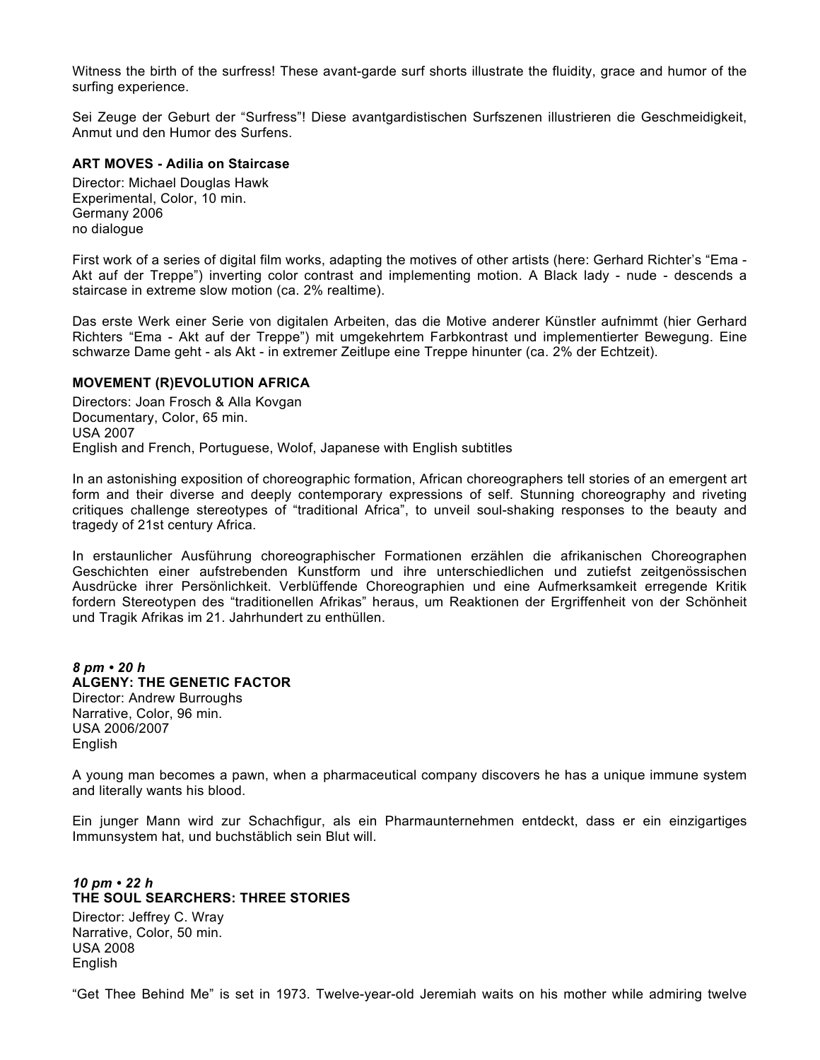Witness the birth of the surfress! These avant-garde surf shorts illustrate the fluidity, grace and humor of the surfing experience.

Sei Zeuge der Geburt der "Surfress"! Diese avantgardistischen Surfszenen illustrieren die Geschmeidigkeit, Anmut und den Humor des Surfens.

**ART MOVES - Adilia on Staircase**

Director: Michael Douglas Hawk
Experimental, Color, 10 min.
Germany 2006
no dialogue

First work of a series of digital film works, adapting the motives of other artists (here: Gerhard Richter's "Ema - Akt auf der Treppe") inverting color contrast and implementing motion. A Black lady - nude - descends a staircase in extreme slow motion (ca. 2% realtime).

Das erste Werk einer Serie von digitalen Arbeiten, das die Motive anderer Künstler aufnimmt (hier Gerhard Richters "Ema - Akt auf der Treppe") mit umgekehrtem Farbkontrast und implementierter Bewegung. Eine schwarze Dame geht - als Akt - in extremer Zeitlupe eine Treppe hinunter (ca. 2% der Echtzeit).

**MOVEMENT (R)EVOLUTION AFRICA**

Directors: Joan Frosch & Alla Kovgan
Documentary, Color, 65 min.
USA 2007
English and French, Portuguese, Wolof, Japanese with English subtitles

In an astonishing exposition of choreographic formation, African choreographers tell stories of an emergent art form and their diverse and deeply contemporary expressions of self. Stunning choreography and riveting critiques challenge stereotypes of "traditional Africa", to unveil soul-shaking responses to the beauty and tragedy of 21st century Africa.

In erstaunlicher Ausführung choreographischer Formationen erzählen die afrikanischen Choreographen Geschichten einer aufstrebenden Kunstform und ihre unterschiedlichen und zutiefst zeitgenössischen Ausdrücke ihrer Persönlichkeit. Verblüffende Choreographien und eine Aufmerksamkeit erregende Kritik fordern Stereotypen des "traditionellen Afrikas" heraus, um Reaktionen der Ergriffenheit von der Schönheit und Tragik Afrikas im 21. Jahrhundert zu enthüllen.

***8 pm • 20 h***

**ALGENY: THE GENETIC FACTOR**

Director: Andrew Burroughs
Narrative, Color, 96 min.
USA 2006/2007
English

A young man becomes a pawn, when a pharmaceutical company discovers he has a unique immune system and literally wants his blood.

Ein junger Mann wird zur Schachfigur, als ein Pharmaunternehmen entdeckt, dass er ein einzigartiges Immunsystem hat, und buchstäblich sein Blut will.

***10 pm • 22 h***

**THE SOUL SEARCHERS: THREE STORIES**

Director: Jeffrey C. Wray
Narrative, Color, 50 min.
USA 2008
English

"Get Thee Behind Me" is set in 1973. Twelve-year-old Jeremiah waits on his mother while admiring twelve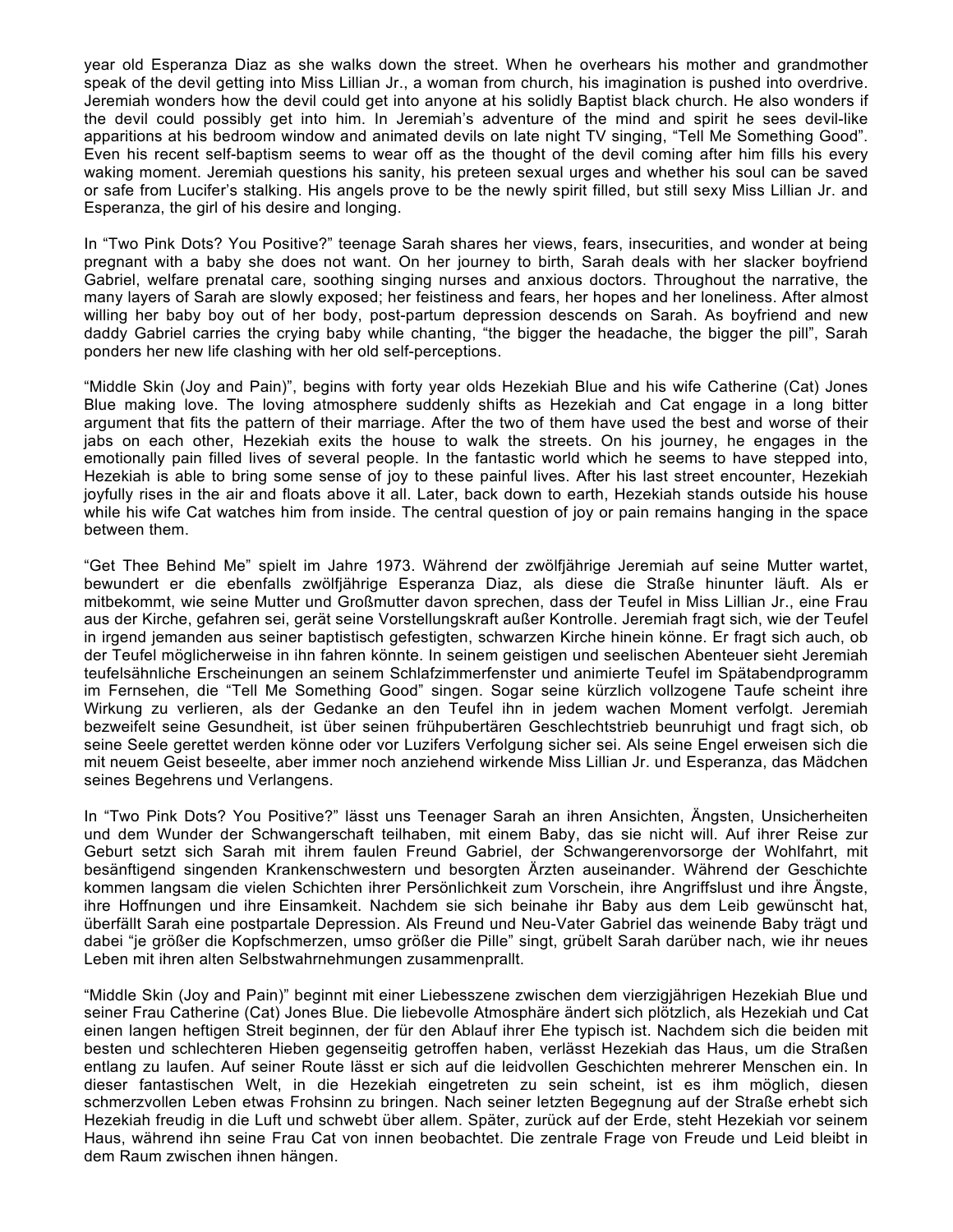year old Esperanza Diaz as she walks down the street. When he overhears his mother and grandmother speak of the devil getting into Miss Lillian Jr., a woman from church, his imagination is pushed into overdrive. Jeremiah wonders how the devil could get into anyone at his solidly Baptist black church. He also wonders if the devil could possibly get into him. In Jeremiah's adventure of the mind and spirit he sees devil-like apparitions at his bedroom window and animated devils on late night TV singing, "Tell Me Something Good". Even his recent self-baptism seems to wear off as the thought of the devil coming after him fills his every waking moment. Jeremiah questions his sanity, his preteen sexual urges and whether his soul can be saved or safe from Lucifer's stalking. His angels prove to be the newly spirit filled, but still sexy Miss Lillian Jr. and Esperanza, the girl of his desire and longing.

In "Two Pink Dots? You Positive?" teenage Sarah shares her views, fears, insecurities, and wonder at being pregnant with a baby she does not want. On her journey to birth, Sarah deals with her slacker boyfriend Gabriel, welfare prenatal care, soothing singing nurses and anxious doctors. Throughout the narrative, the many layers of Sarah are slowly exposed; her feistiness and fears, her hopes and her loneliness. After almost willing her baby boy out of her body, post-partum depression descends on Sarah. As boyfriend and new daddy Gabriel carries the crying baby while chanting, "the bigger the headache, the bigger the pill", Sarah ponders her new life clashing with her old self-perceptions.

"Middle Skin (Joy and Pain)", begins with forty year olds Hezekiah Blue and his wife Catherine (Cat) Jones Blue making love. The loving atmosphere suddenly shifts as Hezekiah and Cat engage in a long bitter argument that fits the pattern of their marriage. After the two of them have used the best and worse of their jabs on each other, Hezekiah exits the house to walk the streets. On his journey, he engages in the emotionally pain filled lives of several people. In the fantastic world which he seems to have stepped into, Hezekiah is able to bring some sense of joy to these painful lives. After his last street encounter, Hezekiah joyfully rises in the air and floats above it all. Later, back down to earth, Hezekiah stands outside his house while his wife Cat watches him from inside. The central question of joy or pain remains hanging in the space between them.

"Get Thee Behind Me" spielt im Jahre 1973. Während der zwölfjährige Jeremiah auf seine Mutter wartet, bewundert er die ebenfalls zwölfjährige Esperanza Diaz, als diese die Straße hinunter läuft. Als er mitbekommt, wie seine Mutter und Großmutter davon sprechen, dass der Teufel in Miss Lillian Jr., eine Frau aus der Kirche, gefahren sei, gerät seine Vorstellungskraft außer Kontrolle. Jeremiah fragt sich, wie der Teufel in irgend jemanden aus seiner baptistisch gefestigten, schwarzen Kirche hinein könne. Er fragt sich auch, ob der Teufel möglicherweise in ihn fahren könnte. In seinem geistigen und seelischen Abenteuer sieht Jeremiah teufelsähnliche Erscheinungen an seinem Schlafzimmerfenster und animierte Teufel im Spätabendprogramm im Fernsehen, die "Tell Me Something Good" singen. Sogar seine kürzlich vollzogene Taufe scheint ihre Wirkung zu verlieren, als der Gedanke an den Teufel ihn in jedem wachen Moment verfolgt. Jeremiah bezweifelt seine Gesundheit, ist über seinen frühpubertären Geschlechtstrieb beunruhigt und fragt sich, ob seine Seele gerettet werden könne oder vor Luzifers Verfolgung sicher sei. Als seine Engel erweisen sich die mit neuem Geist beseelte, aber immer noch anziehend wirkende Miss Lillian Jr. und Esperanza, das Mädchen seines Begehrens und Verlangens.

In "Two Pink Dots? You Positive?" lässt uns Teenager Sarah an ihren Ansichten, Ängsten, Unsicherheiten und dem Wunder der Schwangerschaft teilhaben, mit einem Baby, das sie nicht will. Auf ihrer Reise zur Geburt setzt sich Sarah mit ihrem faulen Freund Gabriel, der Schwangerenvorsorge der Wohlfahrt, mit besänftigend singenden Krankenschwestern und besorgten Ärzten auseinander. Während der Geschichte kommen langsam die vielen Schichten ihrer Persönlichkeit zum Vorschein, ihre Angriffslust und ihre Ängste, ihre Hoffnungen und ihre Einsamkeit. Nachdem sie sich beinahe ihr Baby aus dem Leib gewünscht hat, überfällt Sarah eine postpartale Depression. Als Freund und Neu-Vater Gabriel das weinende Baby trägt und dabei "je größer die Kopfschmerzen, umso größer die Pille" singt, grübelt Sarah darüber nach, wie ihr neues Leben mit ihren alten Selbstwahrnehmungen zusammenprallt.

"Middle Skin (Joy and Pain)" beginnt mit einer Liebesszene zwischen dem vierzigjährigen Hezekiah Blue und seiner Frau Catherine (Cat) Jones Blue. Die liebevolle Atmosphäre ändert sich plötzlich, als Hezekiah und Cat einen langen heftigen Streit beginnen, der für den Ablauf ihrer Ehe typisch ist. Nachdem sich die beiden mit besten und schlechteren Hieben gegenseitig getroffen haben, verlässt Hezekiah das Haus, um die Straßen entlang zu laufen. Auf seiner Route lässt er sich auf die leidvollen Geschichten mehrerer Menschen ein. In dieser fantastischen Welt, in die Hezekiah eingetreten zu sein scheint, ist es ihm möglich, diesen schmerzvollen Leben etwas Frohsinn zu bringen. Nach seiner letzten Begegnung auf der Straße erhebt sich Hezekiah freudig in die Luft und schwebt über allem. Später, zurück auf der Erde, steht Hezekiah vor seinem Haus, während ihn seine Frau Cat von innen beobachtet. Die zentrale Frage von Freude und Leid bleibt in dem Raum zwischen ihnen hängen.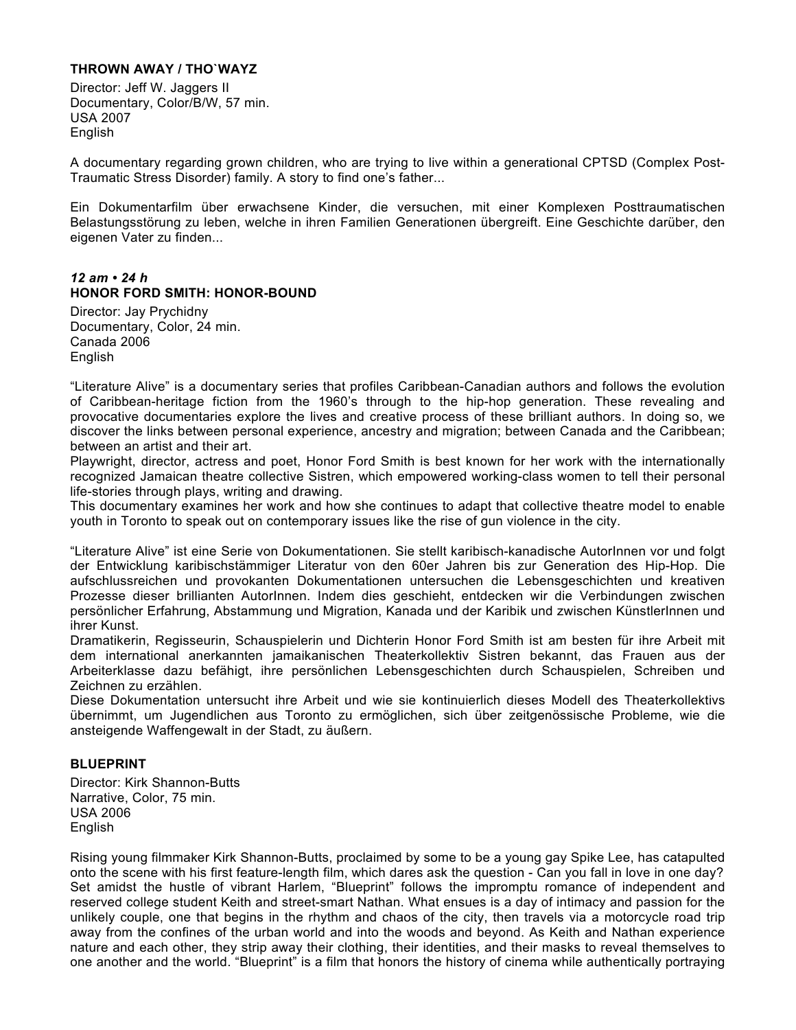**THROWN AWAY / THO`WAYZ**

Director: Jeff W. Jaggers II
Documentary, Color/B/W, 57 min.
USA 2007
English

A documentary regarding grown children, who are trying to live within a generational CPTSD (Complex Post-Traumatic Stress Disorder) family. A story to find one's father...

Ein Dokumentarfilm über erwachsene Kinder, die versuchen, mit einer Komplexen Posttraumatischen Belastungsstörung zu leben, welche in ihren Familien Generationen übergreift. Eine Geschichte darüber, den eigenen Vater zu finden...

***12 am • 24 h***
**HONOR FORD SMITH: HONOR-BOUND**

Director: Jay Prychidny
Documentary, Color, 24 min.
Canada 2006
English

"Literature Alive" is a documentary series that profiles Caribbean-Canadian authors and follows the evolution of Caribbean-heritage fiction from the 1960's through to the hip-hop generation. These revealing and provocative documentaries explore the lives and creative process of these brilliant authors. In doing so, we discover the links between personal experience, ancestry and migration; between Canada and the Caribbean; between an artist and their art.
Playwright, director, actress and poet, Honor Ford Smith is best known for her work with the internationally recognized Jamaican theatre collective Sistren, which empowered working-class women to tell their personal life-stories through plays, writing and drawing.
This documentary examines her work and how she continues to adapt that collective theatre model to enable youth in Toronto to speak out on contemporary issues like the rise of gun violence in the city.

"Literature Alive" ist eine Serie von Dokumentationen. Sie stellt karibisch-kanadische AutorInnen vor und folgt der Entwicklung karibischstämmiger Literatur von den 60er Jahren bis zur Generation des Hip-Hop. Die aufschlussreichen und provokanten Dokumentationen untersuchen die Lebensgeschichten und kreativen Prozesse dieser brillianten AutorInnen. Indem dies geschieht, entdecken wir die Verbindungen zwischen persönlicher Erfahrung, Abstammung und Migration, Kanada und der Karibik und zwischen KünstlerInnen und ihrer Kunst.
Dramatikerin, Regisseurin, Schauspielerin und Dichterin Honor Ford Smith ist am besten für ihre Arbeit mit dem international anerkannten jamaikanischen Theaterkollektiv Sistren bekannt, das Frauen aus der Arbeiterklasse dazu befähigt, ihre persönlichen Lebensgeschichten durch Schauspielen, Schreiben und Zeichnen zu erzählen.
Diese Dokumentation untersucht ihre Arbeit und wie sie kontinuierlich dieses Modell des Theaterkollektivs übernimmt, um Jugendlichen aus Toronto zu ermöglichen, sich über zeitgenössische Probleme, wie die ansteigende Waffengewalt in der Stadt, zu äußern.

**BLUEPRINT**

Director: Kirk Shannon-Butts
Narrative, Color, 75 min.
USA 2006
English

Rising young filmmaker Kirk Shannon-Butts, proclaimed by some to be a young gay Spike Lee, has catapulted onto the scene with his first feature-length film, which dares ask the question - Can you fall in love in one day? Set amidst the hustle of vibrant Harlem, "Blueprint" follows the impromptu romance of independent and reserved college student Keith and street-smart Nathan. What ensues is a day of intimacy and passion for the unlikely couple, one that begins in the rhythm and chaos of the city, then travels via a motorcycle road trip away from the confines of the urban world and into the woods and beyond. As Keith and Nathan experience nature and each other, they strip away their clothing, their identities, and their masks to reveal themselves to one another and the world. "Blueprint" is a film that honors the history of cinema while authentically portraying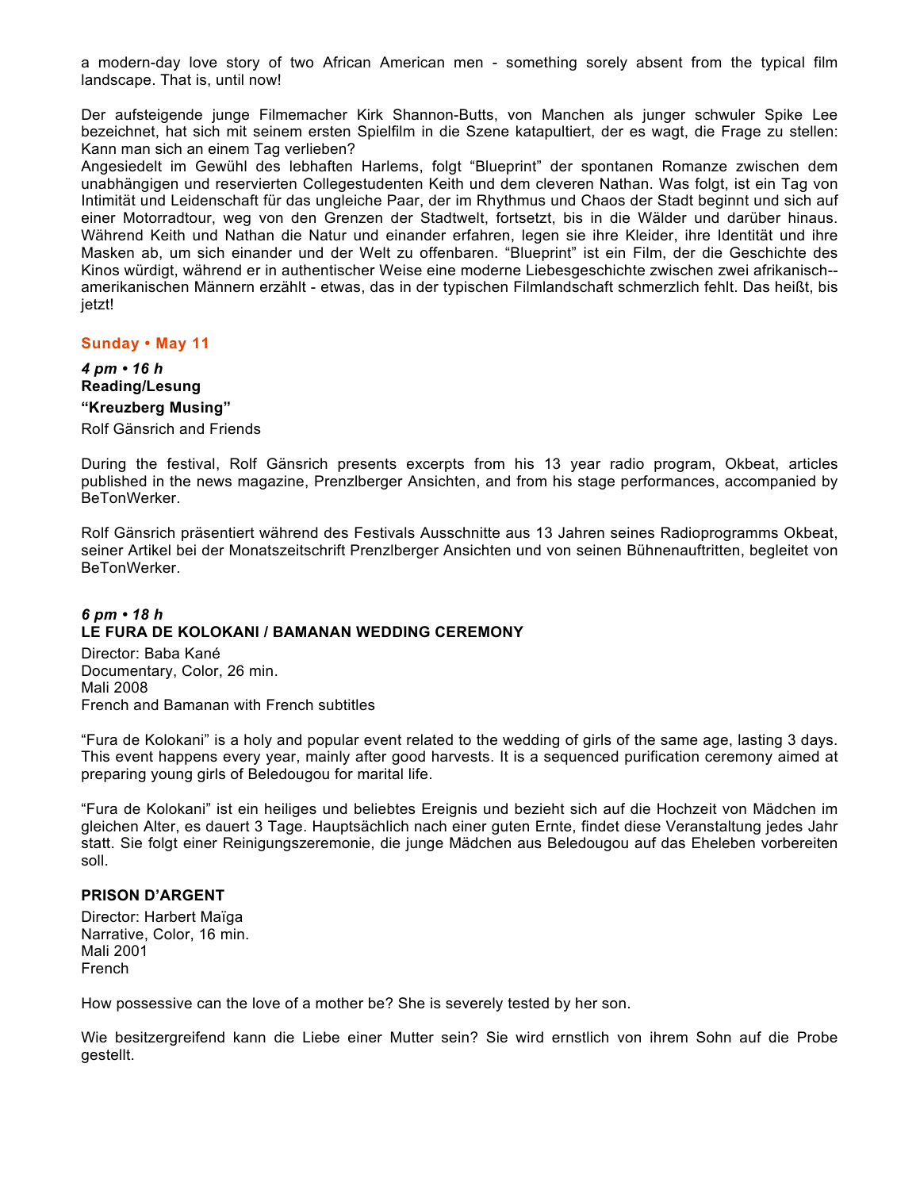a modern-day love story of two African American men - something sorely absent from the typical film landscape. That is, until now!

Der aufsteigende junge Filmemacher Kirk Shannon-Butts, von Manchen als junger schwuler Spike Lee bezeichnet, hat sich mit seinem ersten Spielfilm in die Szene katapultiert, der es wagt, die Frage zu stellen: Kann man sich an einem Tag verlieben?
Angesiedelt im Gewühl des lebhaften Harlems, folgt "Blueprint" der spontanen Romanze zwischen dem unabhängigen und reservierten Collegestudenten Keith und dem cleveren Nathan. Was folgt, ist ein Tag von Intimität und Leidenschaft für das ungleiche Paar, der im Rhythmus und Chaos der Stadt beginnt und sich auf einer Motorradtour, weg von den Grenzen der Stadtwelt, fortsetzt, bis in die Wälder und darüber hinaus. Während Keith und Nathan die Natur und einander erfahren, legen sie ihre Kleider, ihre Identität und ihre Masken ab, um sich einander und der Welt zu offenbaren. "Blueprint" ist ein Film, der die Geschichte des Kinos würdigt, während er in authentischer Weise eine moderne Liebesgeschichte zwischen zwei afrikanisch--amerikanischen Männern erzählt - etwas, das in der typischen Filmlandschaft schmerzlich fehlt. Das heißt, bis jetzt!

## Sunday • May 11

***4 pm • 16 h***
**Reading/Lesung**
**"Kreuzberg Musing"**
Rolf Gänsrich and Friends

During the festival, Rolf Gänsrich presents excerpts from his 13 year radio program, Okbeat, articles published in the news magazine, Prenzlberger Ansichten, and from his stage performances, accompanied by BeTonWerker.

Rolf Gänsrich präsentiert während des Festivals Ausschnitte aus 13 Jahren seines Radioprogramms Okbeat, seiner Artikel bei der Monatszeitschrift Prenzlberger Ansichten und von seinen Bühnenauftritten, begleitet von BeTonWerker.

***6 pm • 18 h***
**LE FURA DE KOLOKANI / BAMANAN WEDDING CEREMONY**
Director: Baba Kané
Documentary, Color, 26 min.
Mali 2008
French and Bamanan with French subtitles

"Fura de Kolokani" is a holy and popular event related to the wedding of girls of the same age, lasting 3 days. This event happens every year, mainly after good harvests. It is a sequenced purification ceremony aimed at preparing young girls of Beledougou for marital life.

"Fura de Kolokani" ist ein heiliges und beliebtes Ereignis und bezieht sich auf die Hochzeit von Mädchen im gleichen Alter, es dauert 3 Tage. Hauptsächlich nach einer guten Ernte, findet diese Veranstaltung jedes Jahr statt. Sie folgt einer Reinigungszeremonie, die junge Mädchen aus Beledougou auf das Eheleben vorbereiten soll.

**PRISON D'ARGENT**
Director: Harbert Maïga
Narrative, Color, 16 min.
Mali 2001
French

How possessive can the love of a mother be? She is severely tested by her son.

Wie besitzergreifend kann die Liebe einer Mutter sein? Sie wird ernstlich von ihrem Sohn auf die Probe gestellt.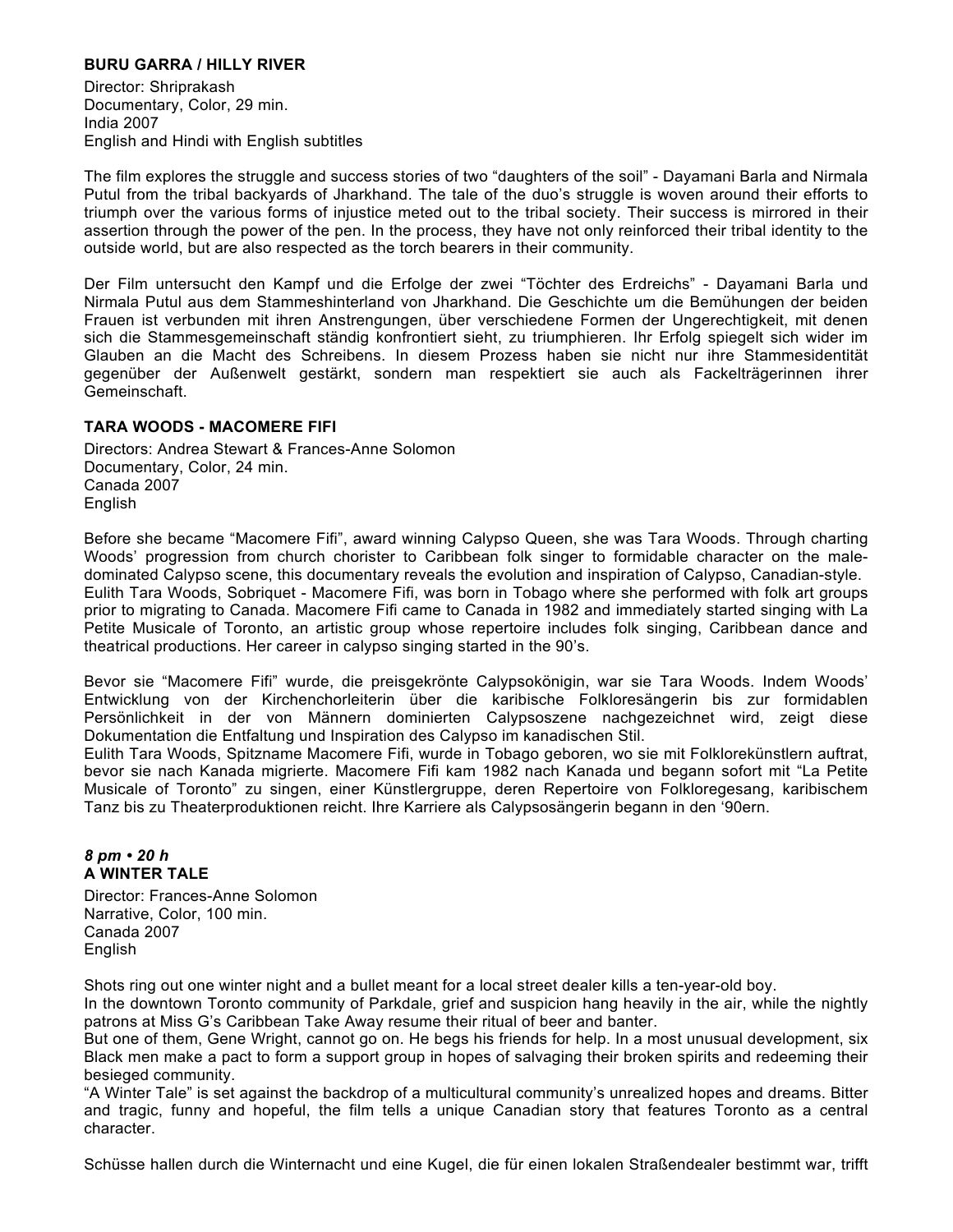**BURU GARRA / HILLY RIVER**

Director: Shriprakash
Documentary, Color, 29 min.
India 2007
English and Hindi with English subtitles

The film explores the struggle and success stories of two “daughters of the soil” - Dayamani Barla and Nirmala Putul from the tribal backyards of Jharkhand. The tale of the duo’s struggle is woven around their efforts to triumph over the various forms of injustice meted out to the tribal society. Their success is mirrored in their assertion through the power of the pen. In the process, they have not only reinforced their tribal identity to the outside world, but are also respected as the torch bearers in their community.

Der Film untersucht den Kampf und die Erfolge der zwei “Töchter des Erdreichs” - Dayamani Barla und Nirmala Putul aus dem Stammeshinterland von Jharkhand. Die Geschichte um die Bemühungen der beiden Frauen ist verbunden mit ihren Anstrengungen, über verschiedene Formen der Ungerechtigkeit, mit denen sich die Stammesgemeinschaft ständig konfrontiert sieht, zu triumphieren. Ihr Erfolg spiegelt sich wider im Glauben an die Macht des Schreibens. In diesem Prozess haben sie nicht nur ihre Stammesidentität gegenüber der Außenwelt gestärkt, sondern man respektiert sie auch als Fackelträgerinnen ihrer Gemeinschaft.

**TARA WOODS - MACOMERE FIFI**

Directors: Andrea Stewart & Frances-Anne Solomon
Documentary, Color, 24 min.
Canada 2007
English

Before she became “Macomere Fifi”, award winning Calypso Queen, she was Tara Woods. Through charting Woods’ progression from church chorister to Caribbean folk singer to formidable character on the male-dominated Calypso scene, this documentary reveals the evolution and inspiration of Calypso, Canadian-style.
Eulith Tara Woods, Sobriquet - Macomere Fifi, was born in Tobago where she performed with folk art groups prior to migrating to Canada. Macomere Fifi came to Canada in 1982 and immediately started singing with La Petite Musicale of Toronto, an artistic group whose repertoire includes folk singing, Caribbean dance and theatrical productions. Her career in calypso singing started in the 90’s.

Bevor sie “Macomere Fifi” wurde, die preisgekrönte Calypsokönigin, war sie Tara Woods. Indem Woods’ Entwicklung von der Kirchenchorleiterin über die karibische Folkloresängerin bis zur formidablen Persönlichkeit in der von Männern dominierten Calypsoszene nachgezeichnet wird, zeigt diese Dokumentation die Entfaltung und Inspiration des Calypso im kanadischen Stil.
Eulith Tara Woods, Spitzname Macomere Fifi, wurde in Tobago geboren, wo sie mit Folklorekünstlern auftrat, bevor sie nach Kanada migrierte. Macomere Fifi kam 1982 nach Kanada und begann sofort mit “La Petite Musicale of Toronto” zu singen, einer Künstlergruppe, deren Repertoire von Folkloregesang, karibischem Tanz bis zu Theaterproduktionen reicht. Ihre Karriere als Calypsosängerin begann in den ‘90ern.

***8 pm • 20 h***
**A WINTER TALE**

Director: Frances-Anne Solomon
Narrative, Color, 100 min.
Canada 2007
English

Shots ring out one winter night and a bullet meant for a local street dealer kills a ten-year-old boy.
In the downtown Toronto community of Parkdale, grief and suspicion hang heavily in the air, while the nightly patrons at Miss G’s Caribbean Take Away resume their ritual of beer and banter.
But one of them, Gene Wright, cannot go on. He begs his friends for help. In a most unusual development, six Black men make a pact to form a support group in hopes of salvaging their broken spirits and redeeming their besieged community.
“A Winter Tale” is set against the backdrop of a multicultural community’s unrealized hopes and dreams. Bitter and tragic, funny and hopeful, the film tells a unique Canadian story that features Toronto as a central character.

Schüsse hallen durch die Winternacht und eine Kugel, die für einen lokalen Straßendealer bestimmt war, trifft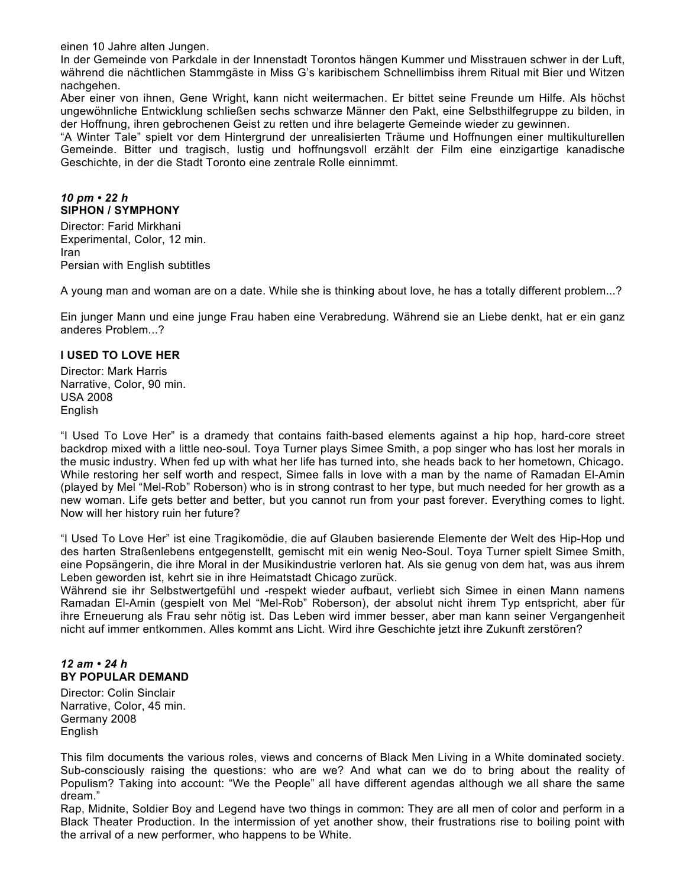einen 10 Jahre alten Jungen.
In der Gemeinde von Parkdale in der Innenstadt Torontos hängen Kummer und Misstrauen schwer in der Luft, während die nächtlichen Stammgäste in Miss G's karibischem Schnellimbiss ihrem Ritual mit Bier und Witzen nachgehen.
Aber einer von ihnen, Gene Wright, kann nicht weitermachen. Er bittet seine Freunde um Hilfe. Als höchst ungewöhnliche Entwicklung schließen sechs schwarze Männer den Pakt, eine Selbsthilfegruppe zu bilden, in der Hoffnung, ihren gebrochenen Geist zu retten und ihre belagerte Gemeinde wieder zu gewinnen.
"A Winter Tale" spielt vor dem Hintergrund der unrealisierten Träume und Hoffnungen einer multikulturellen Gemeinde. Bitter und tragisch, lustig und hoffnungsvoll erzählt der Film eine einzigartige kanadische Geschichte, in der die Stadt Toronto eine zentrale Rolle einnimmt.

***10 pm • 22 h***
**SIPHON / SYMPHONY**

Director: Farid Mirkhani
Experimental, Color, 12 min.
Iran
Persian with English subtitles

A young man and woman are on a date. While she is thinking about love, he has a totally different problem...?

Ein junger Mann und eine junge Frau haben eine Verabredung. Während sie an Liebe denkt, hat er ein ganz anderes Problem...?

**I USED TO LOVE HER**

Director: Mark Harris
Narrative, Color, 90 min.
USA 2008
English

"I Used To Love Her" is a dramedy that contains faith-based elements against a hip hop, hard-core street backdrop mixed with a little neo-soul. Toya Turner plays Simee Smith, a pop singer who has lost her morals in the music industry. When fed up with what her life has turned into, she heads back to her hometown, Chicago. While restoring her self worth and respect, Simee falls in love with a man by the name of Ramadan El-Amin (played by Mel "Mel-Rob" Roberson) who is in strong contrast to her type, but much needed for her growth as a new woman. Life gets better and better, but you cannot run from your past forever. Everything comes to light. Now will her history ruin her future?

"I Used To Love Her" ist eine Tragikomödie, die auf Glauben basierende Elemente der Welt des Hip-Hop und des harten Straßenlebens entgegenstellt, gemischt mit ein wenig Neo-Soul. Toya Turner spielt Simee Smith, eine Popsängerin, die ihre Moral in der Musikindustrie verloren hat. Als sie genug von dem hat, was aus ihrem Leben geworden ist, kehrt sie in ihre Heimatstadt Chicago zurück.
Während sie ihr Selbstwertgefühl und -respekt wieder aufbaut, verliebt sich Simee in einen Mann namens Ramadan El-Amin (gespielt von Mel "Mel-Rob" Roberson), der absolut nicht ihrem Typ entspricht, aber für ihre Erneuerung als Frau sehr nötig ist. Das Leben wird immer besser, aber man kann seiner Vergangenheit nicht auf immer entkommen. Alles kommt ans Licht. Wird ihre Geschichte jetzt ihre Zukunft zerstören?

***12 am • 24 h***
**BY POPULAR DEMAND**

Director: Colin Sinclair
Narrative, Color, 45 min.
Germany 2008
English

This film documents the various roles, views and concerns of Black Men Living in a White dominated society. Sub-consciously raising the questions: who are we? And what can we do to bring about the reality of Populism? Taking into account: "We the People" all have different agendas although we all share the same dream."
Rap, Midnite, Soldier Boy and Legend have two things in common: They are all men of color and perform in a Black Theater Production. In the intermission of yet another show, their frustrations rise to boiling point with the arrival of a new performer, who happens to be White.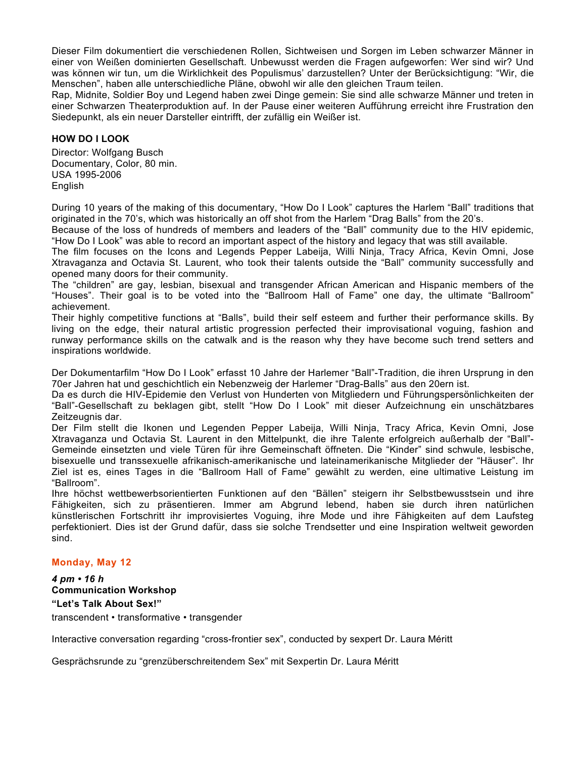Dieser Film dokumentiert die verschiedenen Rollen, Sichtweisen und Sorgen im Leben schwarzer Männer in einer von Weißen dominierten Gesellschaft. Unbewusst werden die Fragen aufgeworfen: Wer sind wir? Und was können wir tun, um die Wirklichkeit des Populismus' darzustellen? Unter der Berücksichtigung: "Wir, die Menschen", haben alle unterschiedliche Pläne, obwohl wir alle den gleichen Traum teilen.
Rap, Midnite, Soldier Boy und Legend haben zwei Dinge gemein: Sie sind alle schwarze Männer und treten in einer Schwarzen Theaterproduktion auf. In der Pause einer weiteren Aufführung erreicht ihre Frustration den Siedepunkt, als ein neuer Darsteller eintrifft, der zufällig ein Weißer ist.

**HOW DO I LOOK**

Director: Wolfgang Busch
Documentary, Color, 80 min.
USA 1995-2006
English

During 10 years of the making of this documentary, "How Do I Look" captures the Harlem "Ball" traditions that originated in the 70's, which was historically an off shot from the Harlem "Drag Balls" from the 20's.
Because of the loss of hundreds of members and leaders of the "Ball" community due to the HIV epidemic, "How Do I Look" was able to record an important aspect of the history and legacy that was still available.
The film focuses on the Icons and Legends Pepper Labeija, Willi Ninja, Tracy Africa, Kevin Omni, Jose Xtravaganza and Octavia St. Laurent, who took their talents outside the "Ball" community successfully and opened many doors for their community.
The "children" are gay, lesbian, bisexual and transgender African American and Hispanic members of the "Houses". Their goal is to be voted into the "Ballroom Hall of Fame" one day, the ultimate "Ballroom" achievement.
Their highly competitive functions at "Balls", build their self esteem and further their performance skills. By living on the edge, their natural artistic progression perfected their improvisational voguing, fashion and runway performance skills on the catwalk and is the reason why they have become such trend setters and inspirations worldwide.

Der Dokumentarfilm "How Do I Look" erfasst 10 Jahre der Harlemer "Ball"-Tradition, die ihren Ursprung in den 70er Jahren hat und geschichtlich ein Nebenzweig der Harlemer "Drag-Balls" aus den 20ern ist.
Da es durch die HIV-Epidemie den Verlust von Hunderten von Mitgliedern und Führungspersönlichkeiten der "Ball"-Gesellschaft zu beklagen gibt, stellt "How Do I Look" mit dieser Aufzeichnung ein unschätzbares Zeitzeugnis dar.
Der Film stellt die Ikonen und Legenden Pepper Labeija, Willi Ninja, Tracy Africa, Kevin Omni, Jose Xtravaganza und Octavia St. Laurent in den Mittelpunkt, die ihre Talente erfolgreich außerhalb der "Ball"-Gemeinde einsetzten und viele Türen für ihre Gemeinschaft öffneten. Die "Kinder" sind schwule, lesbische, bisexuelle und transsexuelle afrikanisch-amerikanische und lateinamerikanische Mitglieder der "Häuser". Ihr Ziel ist es, eines Tages in die "Ballroom Hall of Fame" gewählt zu werden, eine ultimative Leistung im "Ballroom".
Ihre höchst wettbewerbsorientierten Funktionen auf den "Bällen" steigern ihr Selbstbewusstsein und ihre Fähigkeiten, sich zu präsentieren. Immer am Abgrund lebend, haben sie durch ihren natürlichen künstlerischen Fortschritt ihr improvisiertes Voguing, ihre Mode und ihre Fähigkeiten auf dem Laufsteg perfektioniert. Dies ist der Grund dafür, dass sie solche Trendsetter und eine Inspiration weltweit geworden sind.

## Monday, May 12

***4 pm • 16 h***
**Communication Workshop**
**"Let's Talk About Sex!"**
transcendent • transformative • transgender

Interactive conversation regarding "cross-frontier sex", conducted by sexpert Dr. Laura Méritt

Gesprächsrunde zu "grenzüberschreitendem Sex" mit Sexpertin Dr. Laura Méritt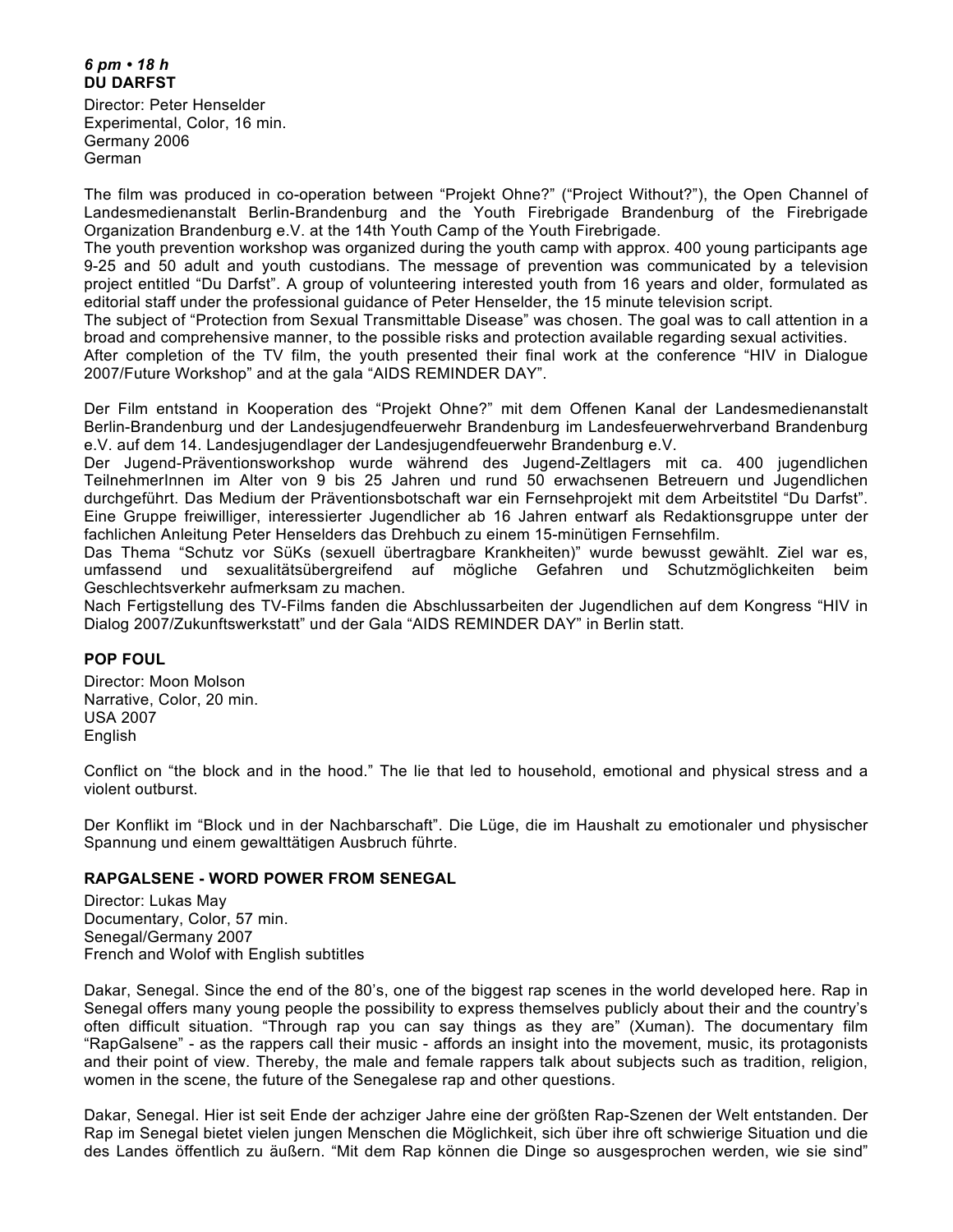*6 pm • 18 h*
**DU DARFST**

Director: Peter Henselder
Experimental, Color, 16 min.
Germany 2006
German

The film was produced in co-operation between "Projekt Ohne?" ("Project Without?"), the Open Channel of Landesmedienanstalt Berlin-Brandenburg and the Youth Firebrigade Brandenburg of the Firebrigade Organization Brandenburg e.V. at the 14th Youth Camp of the Youth Firebrigade.
The youth prevention workshop was organized during the youth camp with approx. 400 young participants age 9-25 and 50 adult and youth custodians. The message of prevention was communicated by a television project entitled "Du Darfst". A group of volunteering interested youth from 16 years and older, formulated as editorial staff under the professional guidance of Peter Henselder, the 15 minute television script.
The subject of "Protection from Sexual Transmittable Disease" was chosen. The goal was to call attention in a broad and comprehensive manner, to the possible risks and protection available regarding sexual activities.
After completion of the TV film, the youth presented their final work at the conference "HIV in Dialogue 2007/Future Workshop" and at the gala "AIDS REMINDER DAY".

Der Film entstand in Kooperation des "Projekt Ohne?" mit dem Offenen Kanal der Landesmedienanstalt Berlin-Brandenburg und der Landesjugendfeuerwehr Brandenburg im Landesfeuerwehrverband Brandenburg e.V. auf dem 14. Landesjugendlager der Landesjugendfeuerwehr Brandenburg e.V.
Der Jugend-Präventionsworkshop wurde während des Jugend-Zeltlagers mit ca. 400 jugendlichen TeilnehmerInnen im Alter von 9 bis 25 Jahren und rund 50 erwachsenen Betreuern und Jugendlichen durchgeführt. Das Medium der Präventionsbotschaft war ein Fernsehprojekt mit dem Arbeitstitel "Du Darfst". Eine Gruppe freiwilliger, interessierter Jugendlicher ab 16 Jahren entwarf als Redaktionsgruppe unter der fachlichen Anleitung Peter Henselders das Drehbuch zu einem 15-minütigen Fernsehfilm.
Das Thema "Schutz vor SüKs (sexuell übertragbare Krankheiten)" wurde bewusst gewählt. Ziel war es, umfassend und sexualitätsübergreifend auf mögliche Gefahren und Schutzmöglichkeiten beim Geschlechtsverkehr aufmerksam zu machen.
Nach Fertigstellung des TV-Films fanden die Abschlussarbeiten der Jugendlichen auf dem Kongress "HIV in Dialog 2007/Zukunftswerkstatt" und der Gala "AIDS REMINDER DAY" in Berlin statt.

**POP FOUL**

Director: Moon Molson
Narrative, Color, 20 min.
USA 2007
English

Conflict on "the block and in the hood." The lie that led to household, emotional and physical stress and a violent outburst.

Der Konflikt im "Block und in der Nachbarschaft". Die Lüge, die im Haushalt zu emotionaler und physischer Spannung und einem gewalttätigen Ausbruch führte.

**RAPGALSENE - WORD POWER FROM SENEGAL**

Director: Lukas May
Documentary, Color, 57 min.
Senegal/Germany 2007
French and Wolof with English subtitles

Dakar, Senegal. Since the end of the 80's, one of the biggest rap scenes in the world developed here. Rap in Senegal offers many young people the possibility to express themselves publicly about their and the country's often difficult situation. "Through rap you can say things as they are" (Xuman). The documentary film "RapGalsene" - as the rappers call their music - affords an insight into the movement, music, its protagonists and their point of view. Thereby, the male and female rappers talk about subjects such as tradition, religion, women in the scene, the future of the Senegalese rap and other questions.

Dakar, Senegal. Hier ist seit Ende der achziger Jahre eine der größten Rap-Szenen der Welt entstanden. Der Rap im Senegal bietet vielen jungen Menschen die Möglichkeit, sich über ihre oft schwierige Situation und die des Landes öffentlich zu äußern. "Mit dem Rap können die Dinge so ausgesprochen werden, wie sie sind"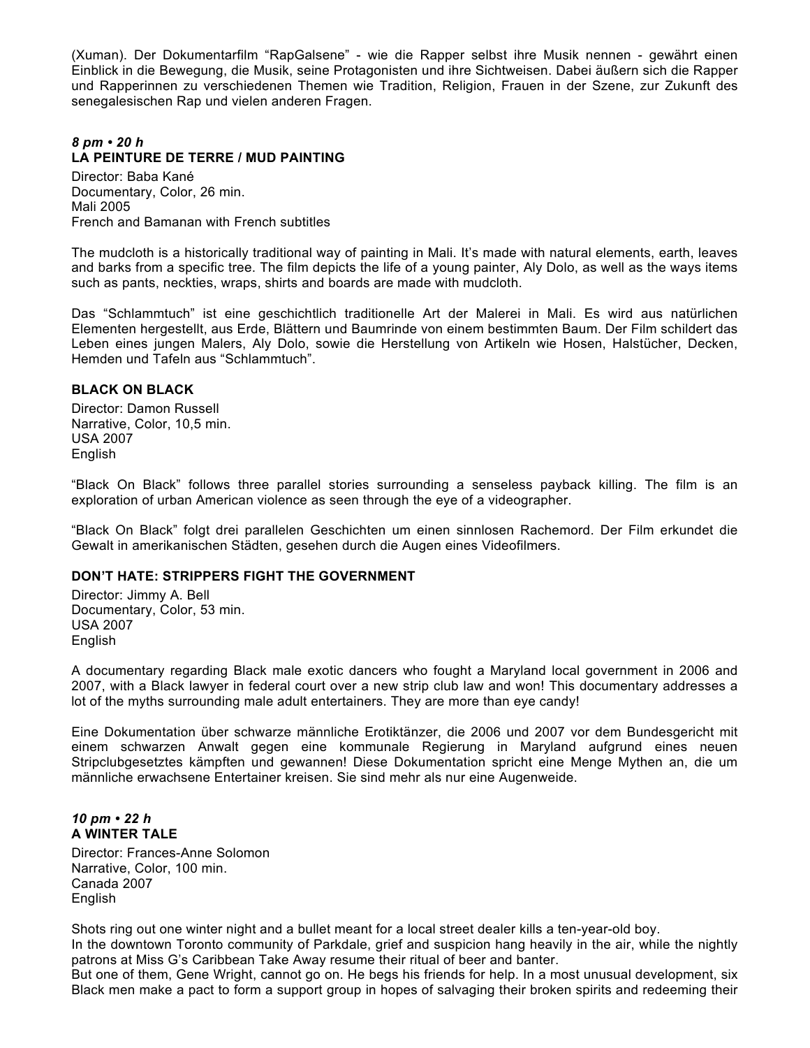(Xuman). Der Dokumentarfilm "RapGalsene" - wie die Rapper selbst ihre Musik nennen - gewährt einen Einblick in die Bewegung, die Musik, seine Protagonisten und ihre Sichtweisen. Dabei äußern sich die Rapper und Rapperinnen zu verschiedenen Themen wie Tradition, Religion, Frauen in der Szene, zur Zukunft des senegalesischen Rap und vielen anderen Fragen.

***8 pm • 20 h***
**LA PEINTURE DE TERRE / MUD PAINTING**

Director: Baba Kané
Documentary, Color, 26 min.
Mali 2005
French and Bamanan with French subtitles

The mudcloth is a historically traditional way of painting in Mali. It's made with natural elements, earth, leaves and barks from a specific tree. The film depicts the life of a young painter, Aly Dolo, as well as the ways items such as pants, neckties, wraps, shirts and boards are made with mudcloth.

Das "Schlammtuch" ist eine geschichtlich traditionelle Art der Malerei in Mali. Es wird aus natürlichen Elementen hergestellt, aus Erde, Blättern und Baumrinde von einem bestimmten Baum. Der Film schildert das Leben eines jungen Malers, Aly Dolo, sowie die Herstellung von Artikeln wie Hosen, Halstücher, Decken, Hemden und Tafeln aus "Schlammtuch".

**BLACK ON BLACK**

Director: Damon Russell
Narrative, Color, 10,5 min.
USA 2007
English

"Black On Black" follows three parallel stories surrounding a senseless payback killing. The film is an exploration of urban American violence as seen through the eye of a videographer.

"Black On Black" folgt drei parallelen Geschichten um einen sinnlosen Rachemord. Der Film erkundet die Gewalt in amerikanischen Städten, gesehen durch die Augen eines Videofilmers.

**DON'T HATE: STRIPPERS FIGHT THE GOVERNMENT**

Director: Jimmy A. Bell
Documentary, Color, 53 min.
USA 2007
English

A documentary regarding Black male exotic dancers who fought a Maryland local government in 2006 and 2007, with a Black lawyer in federal court over a new strip club law and won! This documentary addresses a lot of the myths surrounding male adult entertainers. They are more than eye candy!

Eine Dokumentation über schwarze männliche Erotiktänzer, die 2006 und 2007 vor dem Bundesgericht mit einem schwarzen Anwalt gegen eine kommunale Regierung in Maryland aufgrund eines neuen Stripclubgesetztes kämpften und gewannen! Diese Dokumentation spricht eine Menge Mythen an, die um männliche erwachsene Entertainer kreisen. Sie sind mehr als nur eine Augenweide.

***10 pm • 22 h***
**A WINTER TALE**

Director: Frances-Anne Solomon
Narrative, Color, 100 min.
Canada 2007
English

Shots ring out one winter night and a bullet meant for a local street dealer kills a ten-year-old boy.
In the downtown Toronto community of Parkdale, grief and suspicion hang heavily in the air, while the nightly patrons at Miss G's Caribbean Take Away resume their ritual of beer and banter.
But one of them, Gene Wright, cannot go on. He begs his friends for help. In a most unusual development, six Black men make a pact to form a support group in hopes of salvaging their broken spirits and redeeming their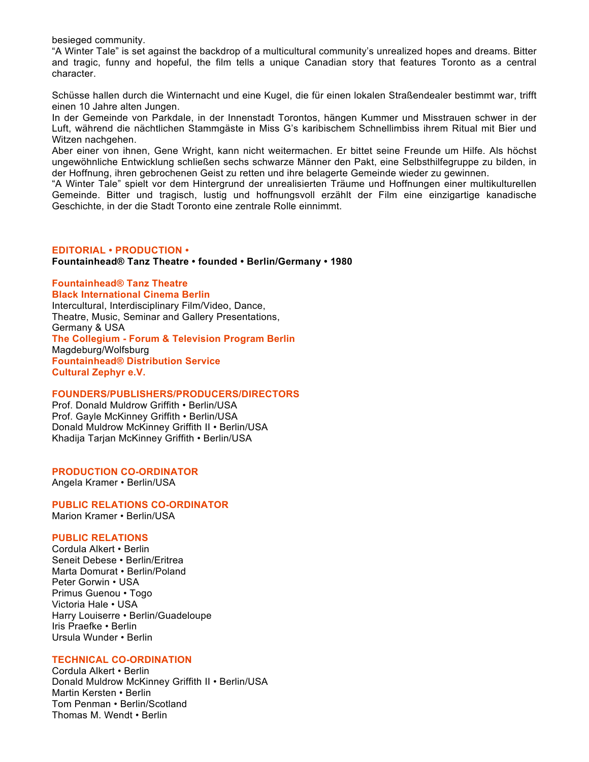besieged community.
“A Winter Tale” is set against the backdrop of a multicultural community’s unrealized hopes and dreams. Bitter and tragic, funny and hopeful, the film tells a unique Canadian story that features Toronto as a central character.

Schüsse hallen durch die Winternacht und eine Kugel, die für einen lokalen Straßendealer bestimmt war, trifft einen 10 Jahre alten Jungen.
In der Gemeinde von Parkdale, in der Innenstadt Torontos, hängen Kummer und Misstrauen schwer in der Luft, während die nächtlichen Stammgäste in Miss G’s karibischem Schnellimbiss ihrem Ritual mit Bier und Witzen nachgehen.
Aber einer von ihnen, Gene Wright, kann nicht weitermachen. Er bittet seine Freunde um Hilfe. Als höchst ungewöhnliche Entwicklung schließen sechs schwarze Männer den Pakt, eine Selbsthilfegruppe zu bilden, in der Hoffnung, ihren gebrochenen Geist zu retten und ihre belagerte Gemeinde wieder zu gewinnen.
“A Winter Tale” spielt vor dem Hintergrund der unrealisierten Träume und Hoffnungen einer multikulturellen Gemeinde. Bitter und tragisch, lustig und hoffnungsvoll erzählt der Film eine einzigartige kanadische Geschichte, in der die Stadt Toronto eine zentrale Rolle einnimmt.

**EDITORIAL • PRODUCTION •**
**Fountainhead® Tanz Theatre • founded • Berlin/Germany • 1980**

**Fountainhead® Tanz Theatre**
**Black International Cinema Berlin**
Intercultural, Interdisciplinary Film/Video, Dance,
Theatre, Music, Seminar and Gallery Presentations,
Germany & USA
**The Collegium - Forum & Television Program Berlin**
Magdeburg/Wolfsburg
**Fountainhead® Distribution Service**
**Cultural Zephyr e.V.**

**FOUNDERS/PUBLISHERS/PRODUCERS/DIRECTORS**
Prof. Donald Muldrow Griffith • Berlin/USA
Prof. Gayle McKinney Griffith • Berlin/USA
Donald Muldrow McKinney Griffith II • Berlin/USA
Khadija Tarjan McKinney Griffith • Berlin/USA

**PRODUCTION CO-ORDINATOR**
Angela Kramer • Berlin/USA

**PUBLIC RELATIONS CO-ORDINATOR**
Marion Kramer • Berlin/USA

**PUBLIC RELATIONS**
Cordula Alkert • Berlin
Seneit Debese • Berlin/Eritrea
Marta Domurat • Berlin/Poland
Peter Gorwin • USA
Primus Guenou • Togo
Victoria Hale • USA
Harry Louiserre • Berlin/Guadeloupe
Iris Praefke • Berlin
Ursula Wunder • Berlin

**TECHNICAL CO-ORDINATION**
Cordula Alkert • Berlin
Donald Muldrow McKinney Griffith II • Berlin/USA
Martin Kersten • Berlin
Tom Penman • Berlin/Scotland
Thomas M. Wendt • Berlin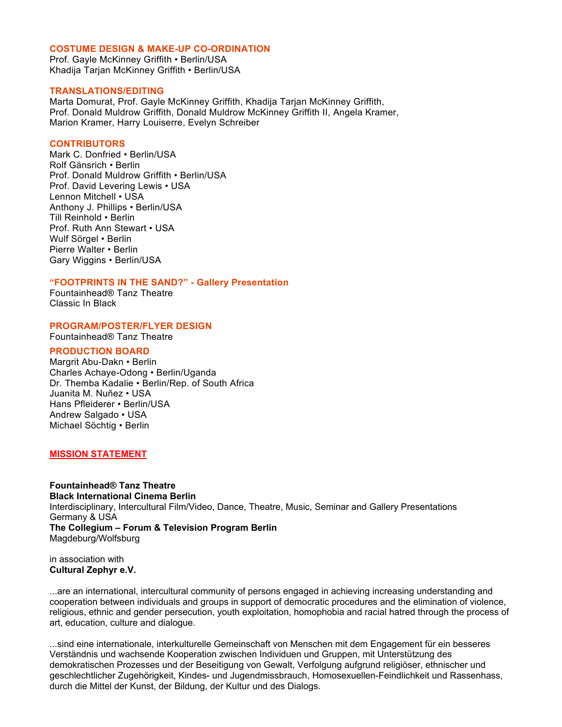### COSTUME DESIGN & MAKE-UP CO-ORDINATION

Prof. Gayle McKinney Griffith • Berlin/USA
Khadija Tarjan McKinney Griffith • Berlin/USA

### TRANSLATIONS/EDITING

Marta Domurat, Prof. Gayle McKinney Griffith, Khadija Tarjan McKinney Griffith, Prof. Donald Muldrow Griffith, Donald Muldrow McKinney Griffith II, Angela Kramer, Marion Kramer, Harry Louiserre, Evelyn Schreiber

### CONTRIBUTORS

Mark C. Donfried • Berlin/USA
Rolf Gänsrich • Berlin
Prof. Donald Muldrow Griffith • Berlin/USA
Prof. David Levering Lewis • USA
Lennon Mitchell • USA
Anthony J. Phillips • Berlin/USA
Till Reinhold • Berlin
Prof. Ruth Ann Stewart • USA
Wulf Sörgel • Berlin
Pierre Walter • Berlin
Gary Wiggins • Berlin/USA

### "FOOTPRINTS IN THE SAND?" - Gallery Presentation

Fountainhead® Tanz Theatre
Classic In Black

### PROGRAM/POSTER/FLYER DESIGN

Fountainhead® Tanz Theatre

### PRODUCTION BOARD

Margrit Abu-Dakn • Berlin
Charles Achaye-Odong • Berlin/Uganda
Dr. Themba Kadalie • Berlin/Rep. of South Africa
Juanita M. Nuñez • USA
Hans Pfleiderer • Berlin/USA
Andrew Salgado • USA
Michael Söchtig • Berlin

## MISSION STATEMENT

**Fountainhead® Tanz Theatre**
**Black International Cinema Berlin**
Interdisciplinary, Intercultural Film/Video, Dance, Theatre, Music, Seminar and Gallery Presentations
Germany & USA
**The Collegium – Forum & Television Program Berlin**
Magdeburg/Wolfsburg

in association with
**Cultural Zephyr e.V.**

...are an international, intercultural community of persons engaged in achieving increasing understanding and cooperation between individuals and groups in support of democratic procedures and the elimination of violence, religious, ethnic and gender persecution, youth exploitation, homophobia and racial hatred through the process of art, education, culture and dialogue.

...sind eine internationale, interkulturelle Gemeinschaft von Menschen mit dem Engagement für ein besseres Verständnis und wachsende Kooperation zwischen Individuen und Gruppen, mit Unterstützung des demokratischen Prozesses und der Beseitigung von Gewalt, Verfolgung aufgrund religiöser, ethnischer und geschlechtlicher Zugehörigkeit, Kindes- und Jugendmissbrauch, Homosexuellen-Feindlichkeit und Rassenhass, durch die Mittel der Kunst, der Bildung, der Kultur und des Dialogs.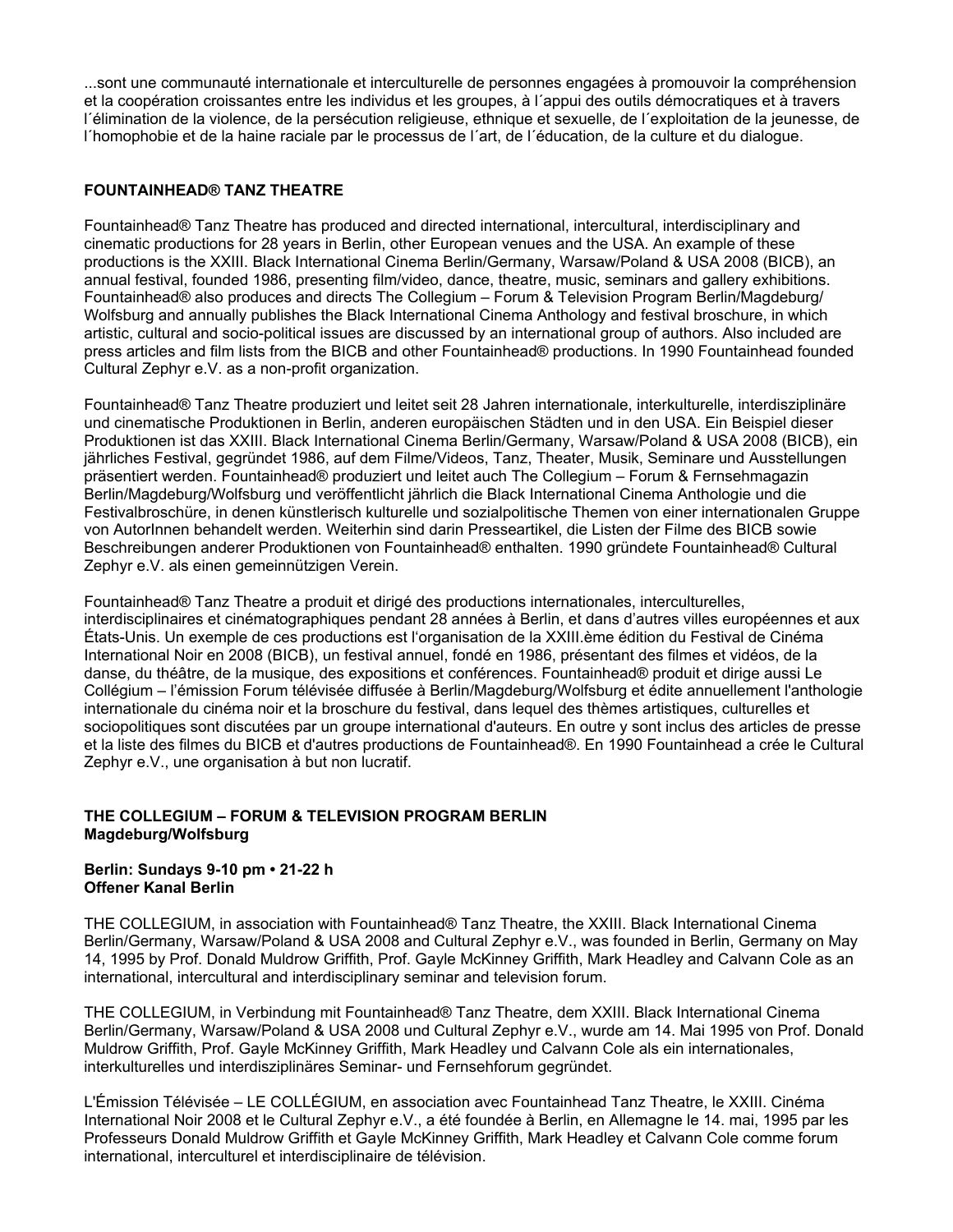...sont une communauté internationale et interculturelle de personnes engagées à promouvoir la compréhension et la coopération croissantes entre les individus et les groupes, à l´appui des outils démocratiques et à travers l´élimination de la violence, de la persécution religieuse, ethnique et sexuelle, de l´exploitation de la jeunesse, de l´homophobie et de la haine raciale par le processus de l´art, de l´éducation, de la culture et du dialogue.

## FOUNTAINHEAD® TANZ THEATRE

Fountainhead® Tanz Theatre has produced and directed international, intercultural, interdisciplinary and cinematic productions for 28 years in Berlin, other European venues and the USA. An example of these productions is the XXIII. Black International Cinema Berlin/Germany, Warsaw/Poland & USA 2008 (BICB), an annual festival, founded 1986, presenting film/video, dance, theatre, music, seminars and gallery exhibitions. Fountainhead® also produces and directs The Collegium – Forum & Television Program Berlin/Magdeburg/ Wolfsburg and annually publishes the Black International Cinema Anthology and festival broschure, in which artistic, cultural and socio-political issues are discussed by an international group of authors. Also included are press articles and film lists from the BICB and other Fountainhead® productions. In 1990 Fountainhead founded Cultural Zephyr e.V. as a non-profit organization.

Fountainhead® Tanz Theatre produziert und leitet seit 28 Jahren internationale, interkulturelle, interdisziplinäre und cinematische Produktionen in Berlin, anderen europäischen Städten und in den USA. Ein Beispiel dieser Produktionen ist das XXIII. Black International Cinema Berlin/Germany, Warsaw/Poland & USA 2008 (BICB), ein jährliches Festival, gegründet 1986, auf dem Filme/Videos, Tanz, Theater, Musik, Seminare und Ausstellungen präsentiert werden. Fountainhead® produziert und leitet auch The Collegium – Forum & Fernsehmagazin Berlin/Magdeburg/Wolfsburg und veröffentlicht jährlich die Black International Cinema Anthologie und die Festivalbroschüre, in denen künstlerisch kulturelle und sozialpolitische Themen von einer internationalen Gruppe von AutorInnen behandelt werden. Weiterhin sind darin Presseartikel, die Listen der Filme des BICB sowie Beschreibungen anderer Produktionen von Fountainhead® enthalten. 1990 gründete Fountainhead® Cultural Zephyr e.V. als einen gemeinnützigen Verein.

Fountainhead® Tanz Theatre a produit et dirigé des productions internationales, interculturelles, interdisciplinaires et cinématographiques pendant 28 années à Berlin, et dans d'autres villes européennes et aux États-Unis. Un exemple de ces productions est l'organisation de la XXIII.ème édition du Festival de Cinéma International Noir en 2008 (BICB), un festival annuel, fondé en 1986, présentant des filmes et vidéos, de la danse, du théâtre, de la musique, des expositions et conférences. Fountainhead® produit et dirige aussi Le Collégium – l'émission Forum télévisée diffusée à Berlin/Magdeburg/Wolfsburg et édite annuellement l'anthologie internationale du cinéma noir et la broschure du festival, dans lequel des thèmes artistiques, culturelles et sociopolitiques sont discutées par un groupe international d'auteurs. En outre y sont inclus des articles de presse et la liste des filmes du BICB et d'autres productions de Fountainhead®. En 1990 Fountainhead a crée le Cultural Zephyr e.V., une organisation à but non lucratif.

## THE COLLEGIUM – FORUM & TELEVISION PROGRAM BERLIN Magdeburg/Wolfsburg

**Berlin: Sundays 9-10 pm • 21-22 h**
**Offener Kanal Berlin**

THE COLLEGIUM, in association with Fountainhead® Tanz Theatre, the XXIII. Black International Cinema Berlin/Germany, Warsaw/Poland & USA 2008 and Cultural Zephyr e.V., was founded in Berlin, Germany on May 14, 1995 by Prof. Donald Muldrow Griffith, Prof. Gayle McKinney Griffith, Mark Headley and Calvann Cole as an international, intercultural and interdisciplinary seminar and television forum.

THE COLLEGIUM, in Verbindung mit Fountainhead® Tanz Theatre, dem XXIII. Black International Cinema Berlin/Germany, Warsaw/Poland & USA 2008 und Cultural Zephyr e.V., wurde am 14. Mai 1995 von Prof. Donald Muldrow Griffith, Prof. Gayle McKinney Griffith, Mark Headley und Calvann Cole als ein internationales, interkulturelles und interdisziplinäres Seminar- und Fernsehforum gegründet.

L'Émission Télévisée – LE COLLÉGIUM, en association avec Fountainhead Tanz Theatre, le XXIII. Cinéma International Noir 2008 et le Cultural Zephyr e.V., a été foundée à Berlin, en Allemagne le 14. mai, 1995 par les Professeurs Donald Muldrow Griffith et Gayle McKinney Griffith, Mark Headley et Calvann Cole comme forum international, interculturel et interdisciplinaire de télévision.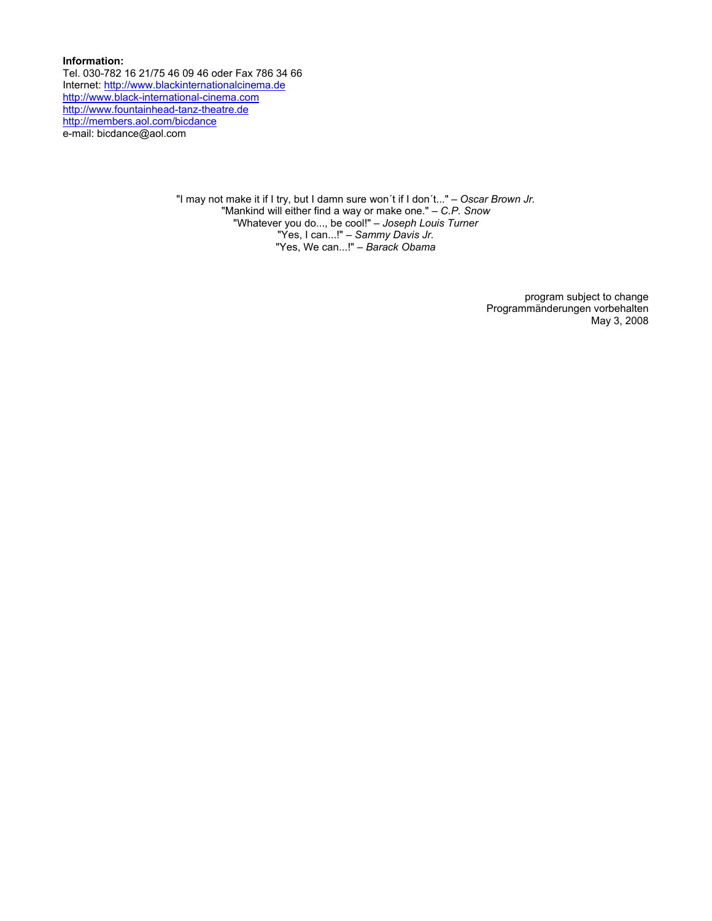**Information:**
Tel. 030-782 16 21/75 46 09 46 oder Fax 786 34 66
Internet: http://www.blackinternationalcinema.de
http://www.black-international-cinema.com
http://www.fountainhead-tanz-theatre.de
http://members.aol.com/bicdance
e-mail: bicdance@aol.com

"I may not make it if I try, but I damn sure won´t if I don´t..." – *Oscar Brown Jr.*
"Mankind will either find a way or make one." – *C.P. Snow*
"Whatever you do..., be cool!" – *Joseph Louis Turner*
"Yes, I can...!" – *Sammy Davis Jr.*
"Yes, We can...!" – *Barack Obama*

program subject to change
Programmänderungen vorbehalten
May 3, 2008